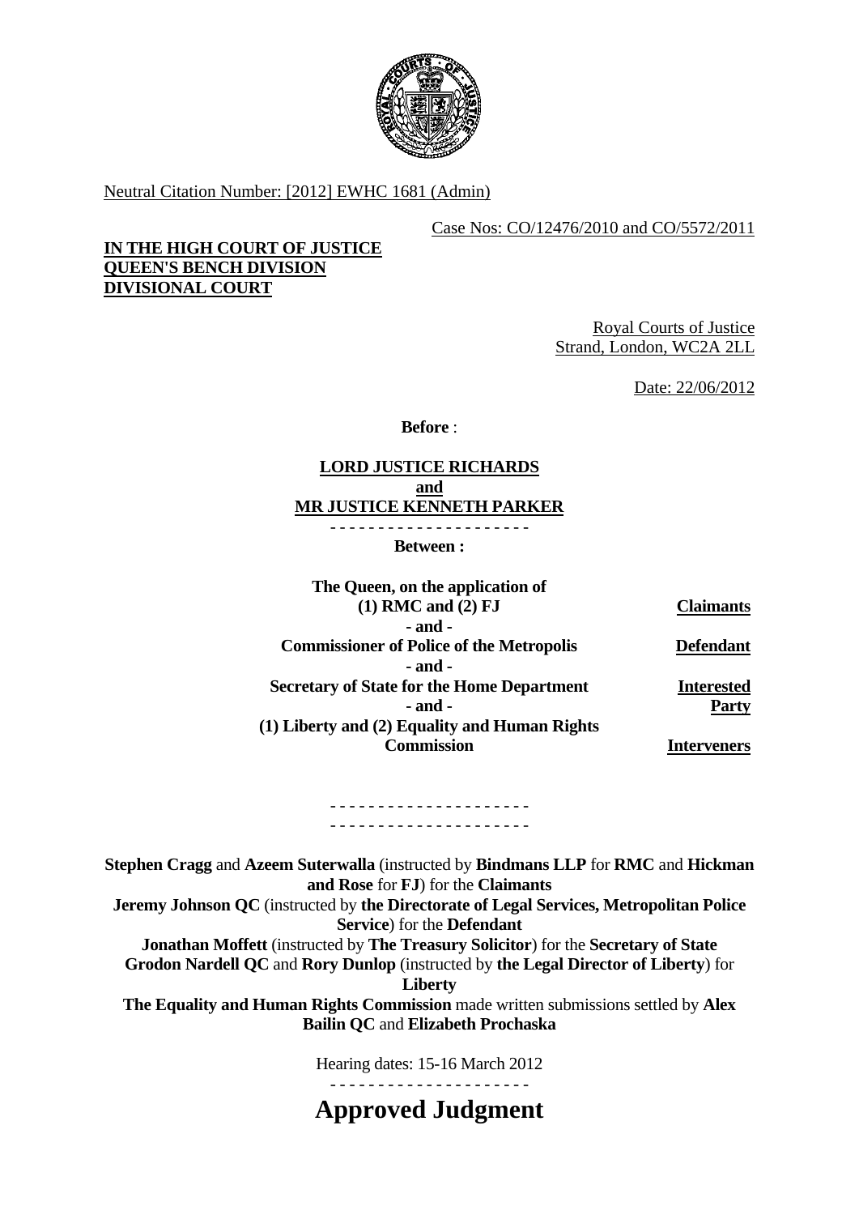Neutral Citation Number: [2012] EWHC 1681 (Admin)

Case Nos: CO/12476/2010 and CO/5572/2011

**IN THE HIGH COURT OF JUSTICE**
**QUEEN'S BENCH DIVISION**
**DIVISIONAL COURT**

Royal Courts of Justice
Strand, London, WC2A 2LL

Date: 22/06/2012

**Before** :

**LORD JUSTICE RICHARDS**
**and**
**MR JUSTICE KENNETH PARKER**

- - - - - - - - - - - - - - - - - - - - -

**Between :**

| | |
|---|---|
| **The Queen, on the application of (1) RMC and (2) FJ** | **Claimants** |
| **- and -** | |
| **Commissioner of Police of the Metropolis** | **Defendant** |
| **- and -** | |
| **Secretary of State for the Home Department** | **Interested Party** |
| **- and -** | |
| **(1) Liberty and (2) Equality and Human Rights Commission** | **Interveners** |

- - - - - - - - - - - - - - - - - - - - -
- - - - - - - - - - - - - - - - - - - - -

**Stephen Cragg** and **Azeem Suterwalla** (instructed by **Bindmans LLP** for **RMC** and **Hickman and Rose** for **FJ**) for the **Claimants**
**Jeremy Johnson QC** (instructed by **the Directorate of Legal Services, Metropolitan Police Service**) for the **Defendant**
**Jonathan Moffett** (instructed by **The Treasury Solicitor**) for the **Secretary of State**
**Grodon Nardell QC** and **Rory Dunlop** (instructed by **the Legal Director of Liberty**) for **Liberty**
**The Equality and Human Rights Commission** made written submissions settled by **Alex Bailin QC** and **Elizabeth Prochaska**

Hearing dates: 15-16 March 2012

- - - - - - - - - - - - - - - - - - - - -

# Approved Judgment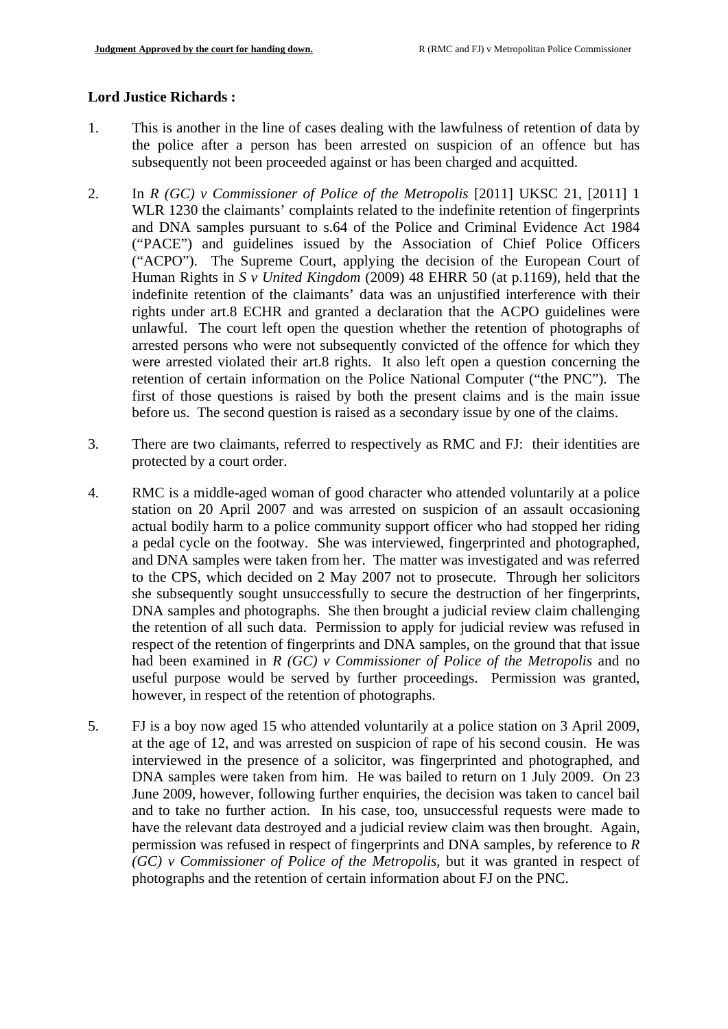**Lord Justice Richards :**

1. This is another in the line of cases dealing with the lawfulness of retention of data by the police after a person has been arrested on suspicion of an offence but has subsequently not been proceeded against or has been charged and acquitted.

2. In *R (GC) v Commissioner of Police of the Metropolis* [2011] UKSC 21, [2011] 1 WLR 1230 the claimants' complaints related to the indefinite retention of fingerprints and DNA samples pursuant to s.64 of the Police and Criminal Evidence Act 1984 ("PACE") and guidelines issued by the Association of Chief Police Officers ("ACPO"). The Supreme Court, applying the decision of the European Court of Human Rights in *S v United Kingdom* (2009) 48 EHRR 50 (at p.1169), held that the indefinite retention of the claimants' data was an unjustified interference with their rights under art.8 ECHR and granted a declaration that the ACPO guidelines were unlawful. The court left open the question whether the retention of photographs of arrested persons who were not subsequently convicted of the offence for which they were arrested violated their art.8 rights. It also left open a question concerning the retention of certain information on the Police National Computer ("the PNC"). The first of those questions is raised by both the present claims and is the main issue before us. The second question is raised as a secondary issue by one of the claims.

3. There are two claimants, referred to respectively as RMC and FJ: their identities are protected by a court order.

4. RMC is a middle-aged woman of good character who attended voluntarily at a police station on 20 April 2007 and was arrested on suspicion of an assault occasioning actual bodily harm to a police community support officer who had stopped her riding a pedal cycle on the footway. She was interviewed, fingerprinted and photographed, and DNA samples were taken from her. The matter was investigated and was referred to the CPS, which decided on 2 May 2007 not to prosecute. Through her solicitors she subsequently sought unsuccessfully to secure the destruction of her fingerprints, DNA samples and photographs. She then brought a judicial review claim challenging the retention of all such data. Permission to apply for judicial review was refused in respect of the retention of fingerprints and DNA samples, on the ground that that issue had been examined in *R (GC) v Commissioner of Police of the Metropolis* and no useful purpose would be served by further proceedings. Permission was granted, however, in respect of the retention of photographs.

5. FJ is a boy now aged 15 who attended voluntarily at a police station on 3 April 2009, at the age of 12, and was arrested on suspicion of rape of his second cousin. He was interviewed in the presence of a solicitor, was fingerprinted and photographed, and DNA samples were taken from him. He was bailed to return on 1 July 2009. On 23 June 2009, however, following further enquiries, the decision was taken to cancel bail and to take no further action. In his case, too, unsuccessful requests were made to have the relevant data destroyed and a judicial review claim was then brought. Again, permission was refused in respect of fingerprints and DNA samples, by reference to *R (GC) v Commissioner of Police of the Metropolis*, but it was granted in respect of photographs and the retention of certain information about FJ on the PNC.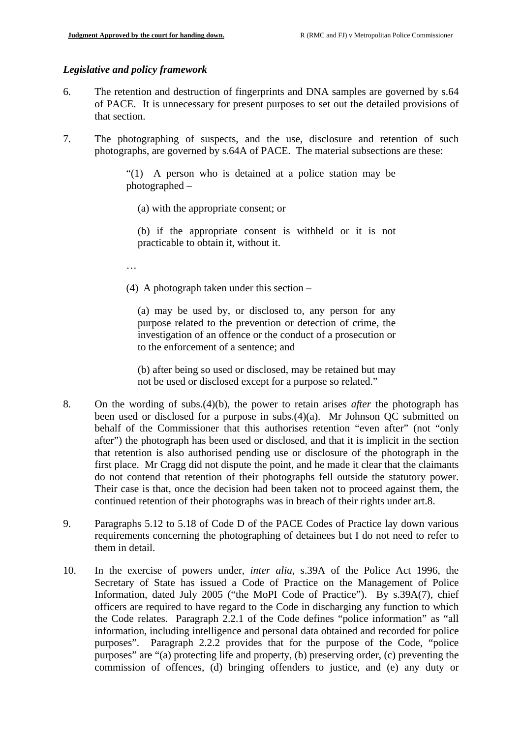*Legislative and policy framework*

6. The retention and destruction of fingerprints and DNA samples are governed by s.64 of PACE. It is unnecessary for present purposes to set out the detailed provisions of that section.

7. The photographing of suspects, and the use, disclosure and retention of such photographs, are governed by s.64A of PACE. The material subsections are these:

> "(1) A person who is detained at a police station may be photographed –
>
> (a) with the appropriate consent; or
>
> (b) if the appropriate consent is withheld or it is not practicable to obtain it, without it.
>
> …
>
> (4) A photograph taken under this section –
>
> (a) may be used by, or disclosed to, any person for any purpose related to the prevention or detection of crime, the investigation of an offence or the conduct of a prosecution or to the enforcement of a sentence; and
>
> (b) after being so used or disclosed, may be retained but may not be used or disclosed except for a purpose so related."

8. On the wording of subs.(4)(b), the power to retain arises *after* the photograph has been used or disclosed for a purpose in subs.(4)(a). Mr Johnson QC submitted on behalf of the Commissioner that this authorises retention "even after" (not "only after") the photograph has been used or disclosed, and that it is implicit in the section that retention is also authorised pending use or disclosure of the photograph in the first place. Mr Cragg did not dispute the point, and he made it clear that the claimants do not contend that retention of their photographs fell outside the statutory power. Their case is that, once the decision had been taken not to proceed against them, the continued retention of their photographs was in breach of their rights under art.8.

9. Paragraphs 5.12 to 5.18 of Code D of the PACE Codes of Practice lay down various requirements concerning the photographing of detainees but I do not need to refer to them in detail.

10. In the exercise of powers under, *inter alia*, s.39A of the Police Act 1996, the Secretary of State has issued a Code of Practice on the Management of Police Information, dated July 2005 ("the MoPI Code of Practice"). By s.39A(7), chief officers are required to have regard to the Code in discharging any function to which the Code relates. Paragraph 2.2.1 of the Code defines "police information" as "all information, including intelligence and personal data obtained and recorded for police purposes". Paragraph 2.2.2 provides that for the purpose of the Code, "police purposes" are "(a) protecting life and property, (b) preserving order, (c) preventing the commission of offences, (d) bringing offenders to justice, and (e) any duty or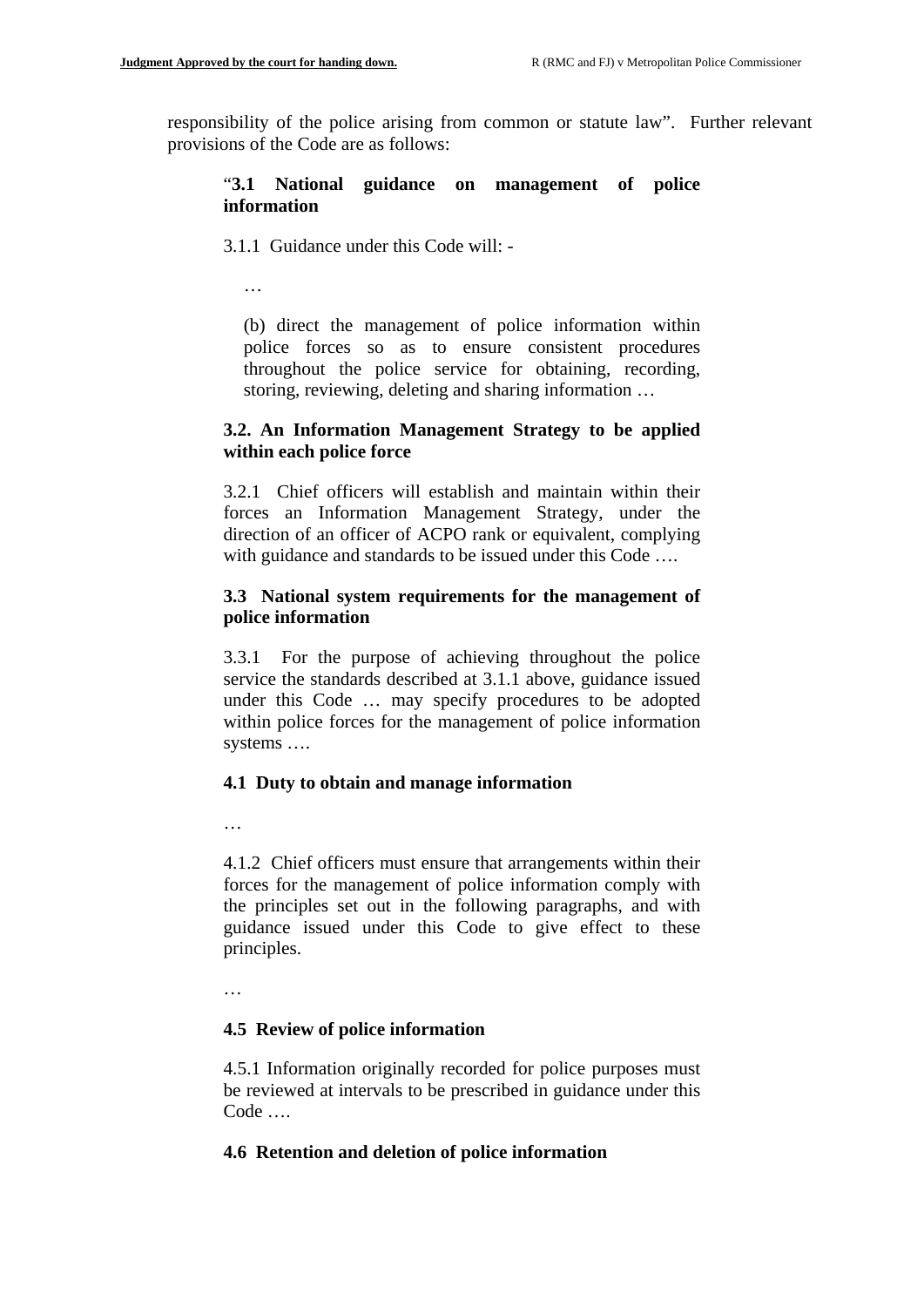responsibility of the police arising from common or statute law". Further relevant provisions of the Code are as follows:

> "**3.1 National guidance on management of police information**
>
> 3.1.1 Guidance under this Code will: -
>
> …
>
> (b) direct the management of police information within police forces so as to ensure consistent procedures throughout the police service for obtaining, recording, storing, reviewing, deleting and sharing information …
>
> **3.2. An Information Management Strategy to be applied within each police force**
>
> 3.2.1 Chief officers will establish and maintain within their forces an Information Management Strategy, under the direction of an officer of ACPO rank or equivalent, complying with guidance and standards to be issued under this Code ….
>
> **3.3 National system requirements for the management of police information**
>
> 3.3.1 For the purpose of achieving throughout the police service the standards described at 3.1.1 above, guidance issued under this Code … may specify procedures to be adopted within police forces for the management of police information systems ….
>
> **4.1 Duty to obtain and manage information**
>
> …
>
> 4.1.2 Chief officers must ensure that arrangements within their forces for the management of police information comply with the principles set out in the following paragraphs, and with guidance issued under this Code to give effect to these principles.
>
> …
>
> **4.5 Review of police information**
>
> 4.5.1 Information originally recorded for police purposes must be reviewed at intervals to be prescribed in guidance under this Code ….
>
> **4.6 Retention and deletion of police information**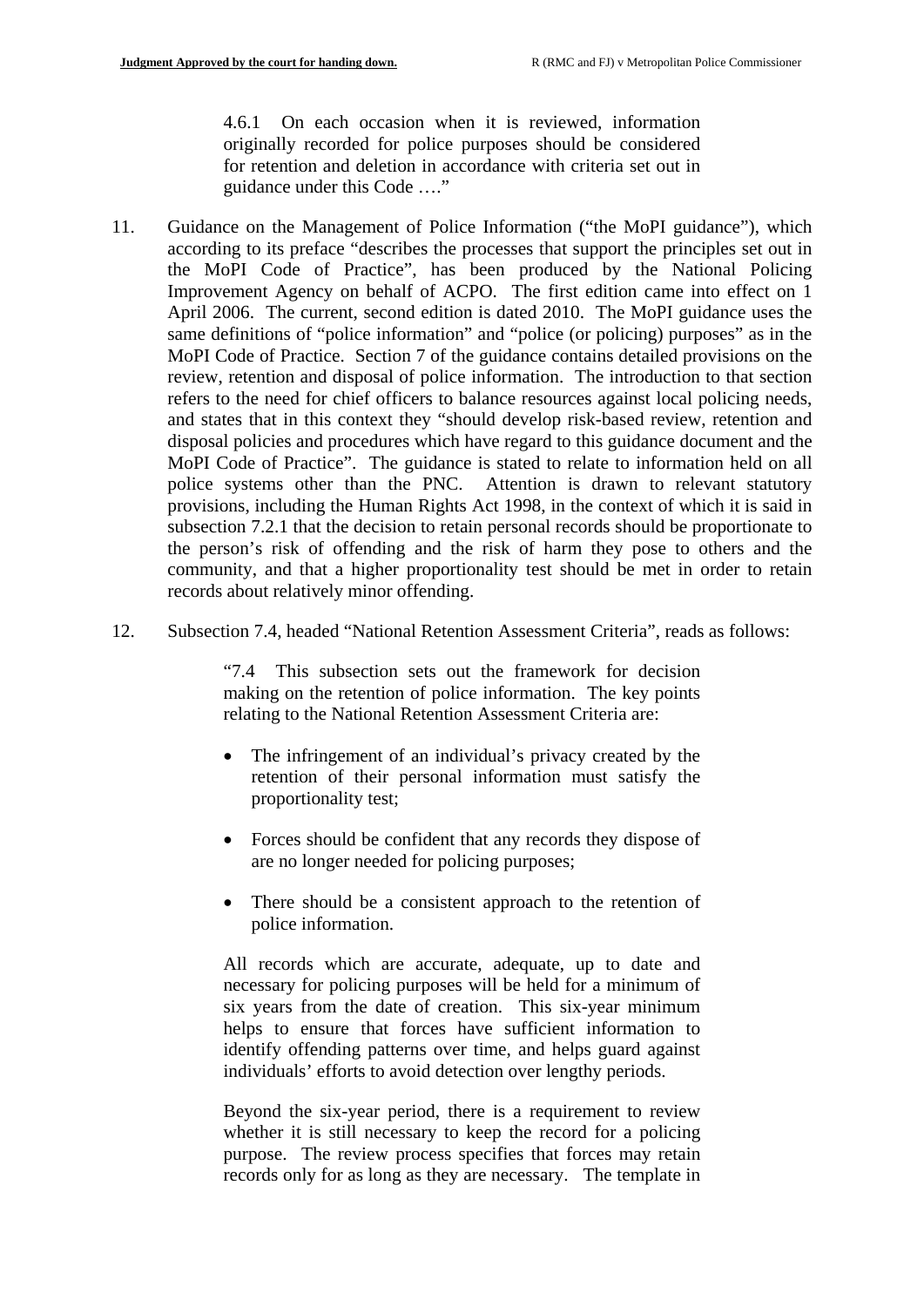> 4.6.1 On each occasion when it is reviewed, information originally recorded for police purposes should be considered for retention and deletion in accordance with criteria set out in guidance under this Code …."

11. Guidance on the Management of Police Information ("the MoPI guidance"), which according to its preface "describes the processes that support the principles set out in the MoPI Code of Practice", has been produced by the National Policing Improvement Agency on behalf of ACPO. The first edition came into effect on 1 April 2006. The current, second edition is dated 2010. The MoPI guidance uses the same definitions of "police information" and "police (or policing) purposes" as in the MoPI Code of Practice. Section 7 of the guidance contains detailed provisions on the review, retention and disposal of police information. The introduction to that section refers to the need for chief officers to balance resources against local policing needs, and states that in this context they "should develop risk-based review, retention and disposal policies and procedures which have regard to this guidance document and the MoPI Code of Practice". The guidance is stated to relate to information held on all police systems other than the PNC. Attention is drawn to relevant statutory provisions, including the Human Rights Act 1998, in the context of which it is said in subsection 7.2.1 that the decision to retain personal records should be proportionate to the person's risk of offending and the risk of harm they pose to others and the community, and that a higher proportionality test should be met in order to retain records about relatively minor offending.

12. Subsection 7.4, headed "National Retention Assessment Criteria", reads as follows:

> "7.4 This subsection sets out the framework for decision making on the retention of police information. The key points relating to the National Retention Assessment Criteria are:
>
> - The infringement of an individual's privacy created by the retention of their personal information must satisfy the proportionality test;
>
> - Forces should be confident that any records they dispose of are no longer needed for policing purposes;
>
> - There should be a consistent approach to the retention of police information.
>
> All records which are accurate, adequate, up to date and necessary for policing purposes will be held for a minimum of six years from the date of creation. This six-year minimum helps to ensure that forces have sufficient information to identify offending patterns over time, and helps guard against individuals' efforts to avoid detection over lengthy periods.
>
> Beyond the six-year period, there is a requirement to review whether it is still necessary to keep the record for a policing purpose. The review process specifies that forces may retain records only for as long as they are necessary. The template in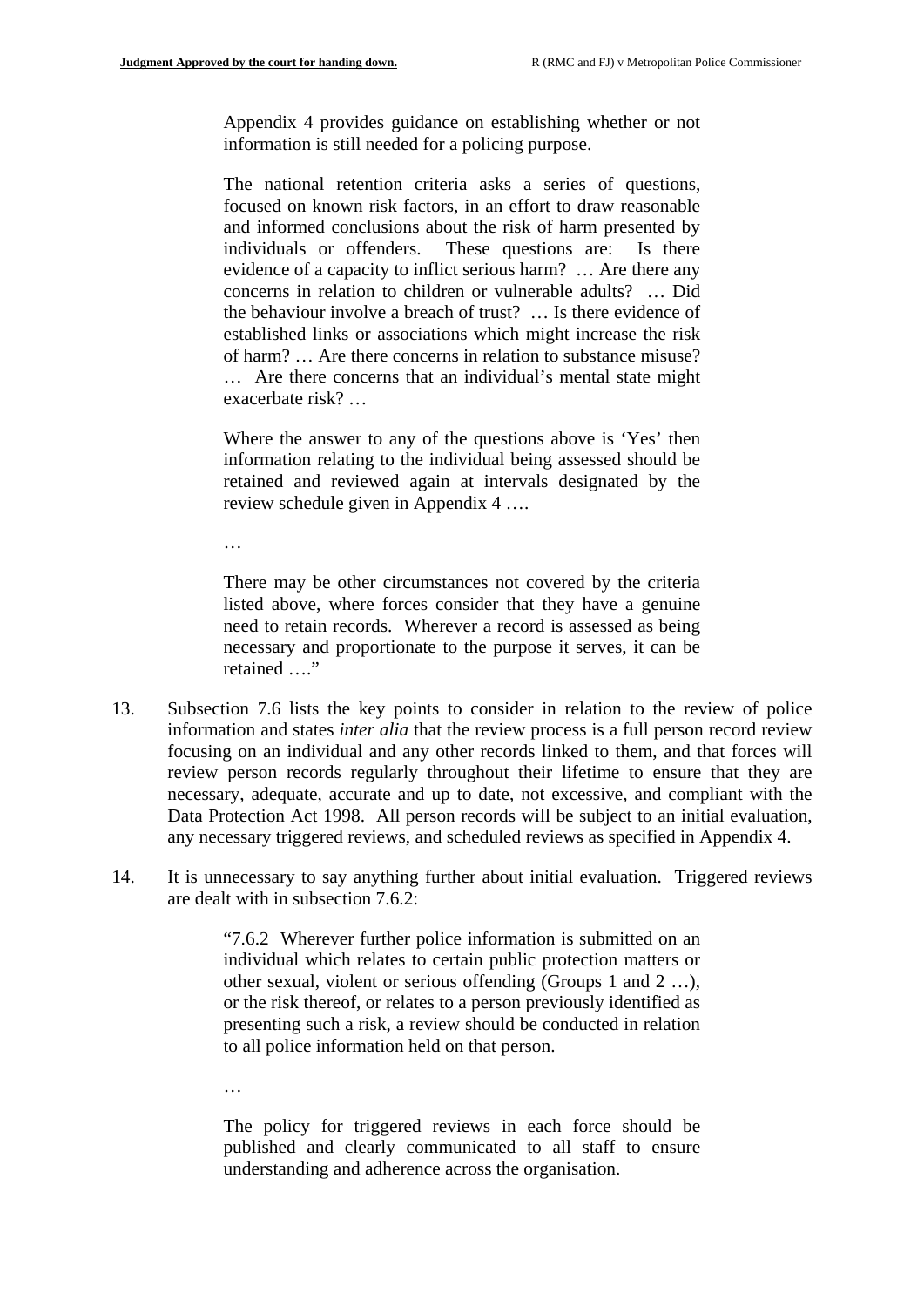> Appendix 4 provides guidance on establishing whether or not information is still needed for a policing purpose.
>
> The national retention criteria asks a series of questions, focused on known risk factors, in an effort to draw reasonable and informed conclusions about the risk of harm presented by individuals or offenders. These questions are: Is there evidence of a capacity to inflict serious harm? … Are there any concerns in relation to children or vulnerable adults? … Did the behaviour involve a breach of trust? … Is there evidence of established links or associations which might increase the risk of harm? … Are there concerns in relation to substance misuse? … Are there concerns that an individual's mental state might exacerbate risk? …
>
> Where the answer to any of the questions above is 'Yes' then information relating to the individual being assessed should be retained and reviewed again at intervals designated by the review schedule given in Appendix 4 ….
>
> …
>
> There may be other circumstances not covered by the criteria listed above, where forces consider that they have a genuine need to retain records. Wherever a record is assessed as being necessary and proportionate to the purpose it serves, it can be retained …."

13. Subsection 7.6 lists the key points to consider in relation to the review of police information and states *inter alia* that the review process is a full person record review focusing on an individual and any other records linked to them, and that forces will review person records regularly throughout their lifetime to ensure that they are necessary, adequate, accurate and up to date, not excessive, and compliant with the Data Protection Act 1998. All person records will be subject to an initial evaluation, any necessary triggered reviews, and scheduled reviews as specified in Appendix 4.

14. It is unnecessary to say anything further about initial evaluation. Triggered reviews are dealt with in subsection 7.6.2:

> "7.6.2 Wherever further police information is submitted on an individual which relates to certain public protection matters or other sexual, violent or serious offending (Groups 1 and 2 …), or the risk thereof, or relates to a person previously identified as presenting such a risk, a review should be conducted in relation to all police information held on that person.
>
> …
>
> The policy for triggered reviews in each force should be published and clearly communicated to all staff to ensure understanding and adherence across the organisation.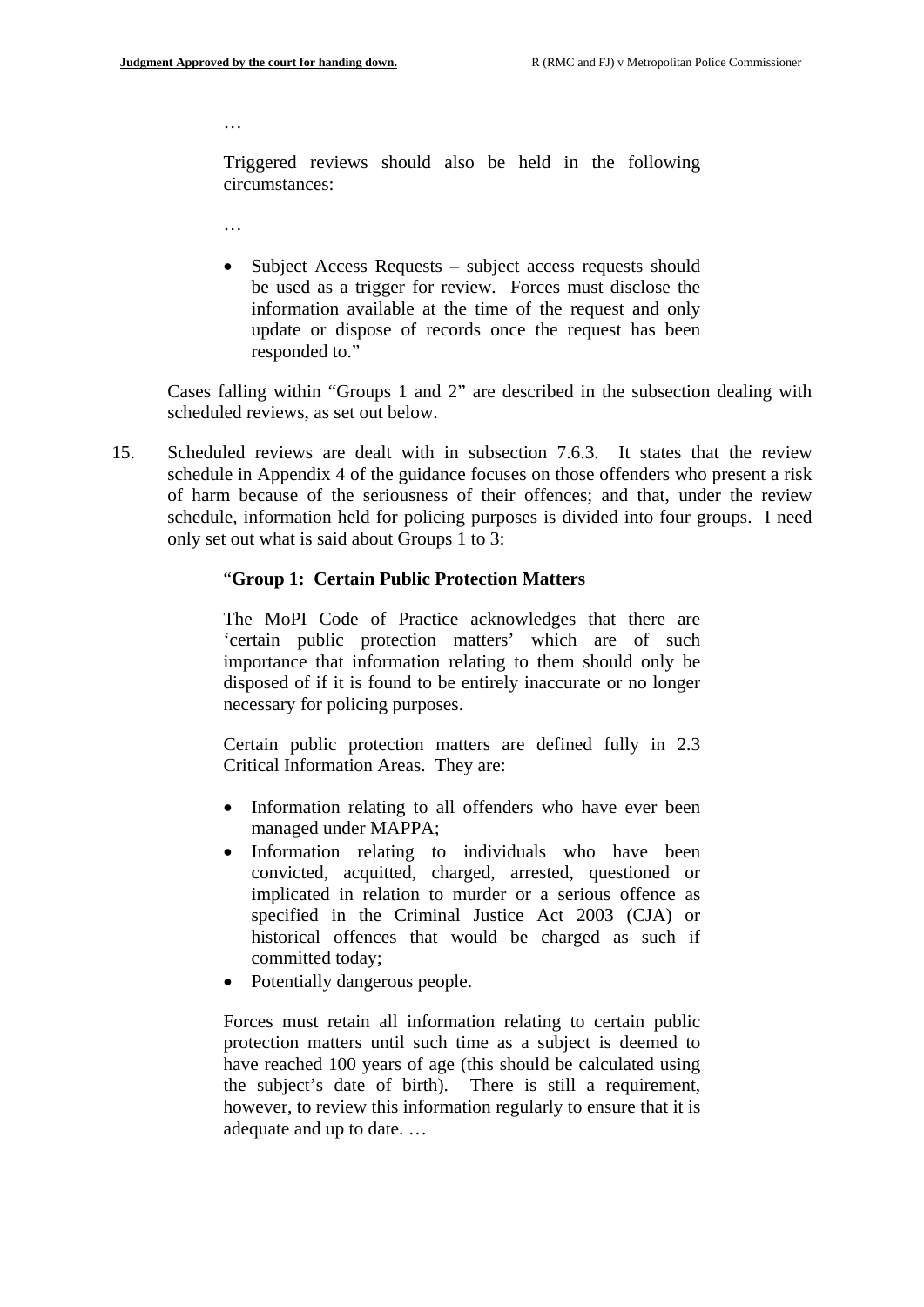…

Triggered reviews should also be held in the following circumstances:

…

- Subject Access Requests – subject access requests should be used as a trigger for review. Forces must disclose the information available at the time of the request and only update or dispose of records once the request has been responded to."

Cases falling within "Groups 1 and 2" are described in the subsection dealing with scheduled reviews, as set out below.

15. Scheduled reviews are dealt with in subsection 7.6.3. It states that the review schedule in Appendix 4 of the guidance focuses on those offenders who present a risk of harm because of the seriousness of their offences; and that, under the review schedule, information held for policing purposes is divided into four groups. I need only set out what is said about Groups 1 to 3:

"**Group 1: Certain Public Protection Matters**

The MoPI Code of Practice acknowledges that there are 'certain public protection matters' which are of such importance that information relating to them should only be disposed of if it is found to be entirely inaccurate or no longer necessary for policing purposes.

Certain public protection matters are defined fully in 2.3 Critical Information Areas. They are:

- Information relating to all offenders who have ever been managed under MAPPA;
- Information relating to individuals who have been convicted, acquitted, charged, arrested, questioned or implicated in relation to murder or a serious offence as specified in the Criminal Justice Act 2003 (CJA) or historical offences that would be charged as such if committed today;
- Potentially dangerous people.

Forces must retain all information relating to certain public protection matters until such time as a subject is deemed to have reached 100 years of age (this should be calculated using the subject's date of birth). There is still a requirement, however, to review this information regularly to ensure that it is adequate and up to date. …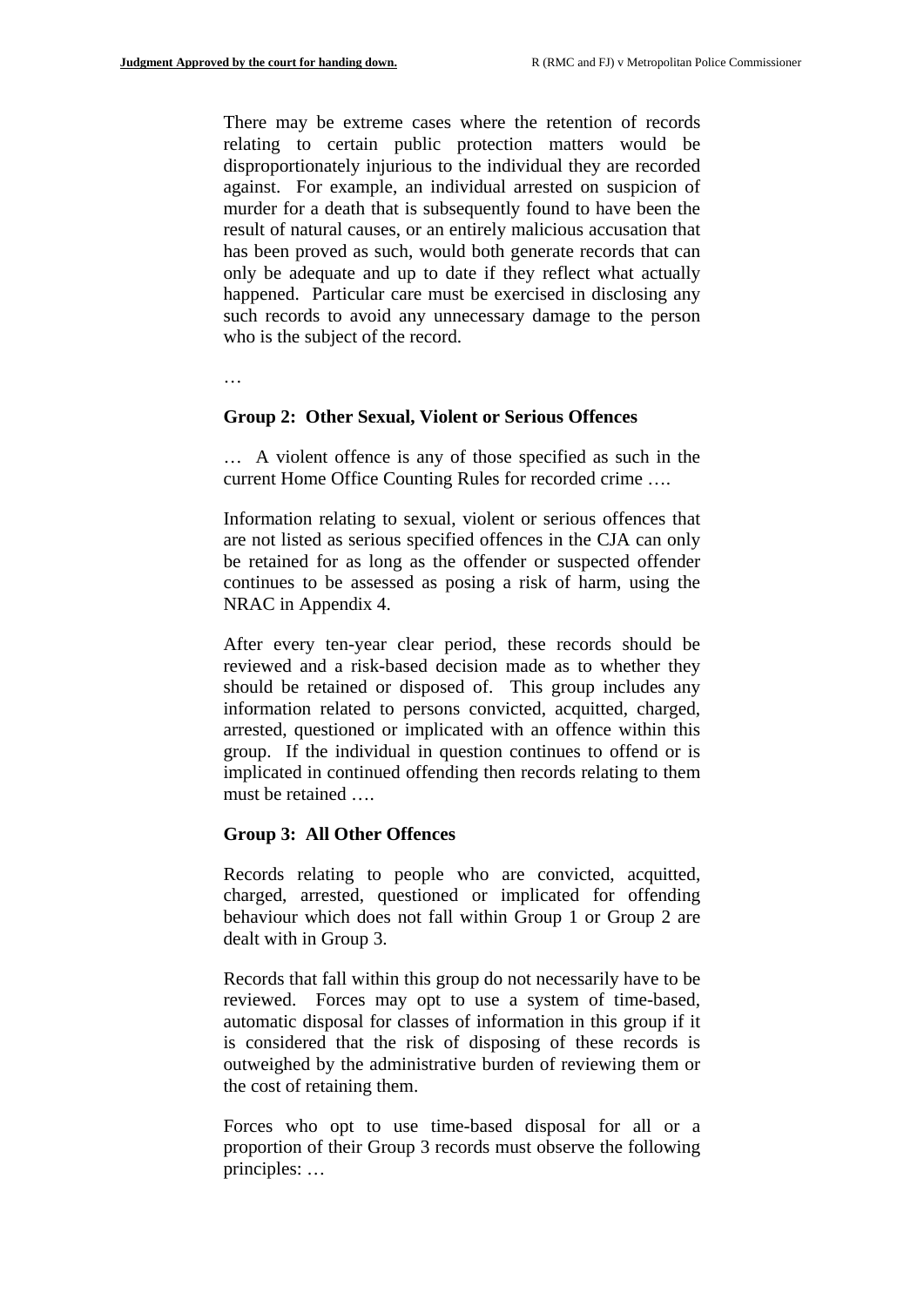There may be extreme cases where the retention of records relating to certain public protection matters would be disproportionately injurious to the individual they are recorded against. For example, an individual arrested on suspicion of murder for a death that is subsequently found to have been the result of natural causes, or an entirely malicious accusation that has been proved as such, would both generate records that can only be adequate and up to date if they reflect what actually happened. Particular care must be exercised in disclosing any such records to avoid any unnecessary damage to the person who is the subject of the record.

…

**Group 2: Other Sexual, Violent or Serious Offences**

… A violent offence is any of those specified as such in the current Home Office Counting Rules for recorded crime ….

Information relating to sexual, violent or serious offences that are not listed as serious specified offences in the CJA can only be retained for as long as the offender or suspected offender continues to be assessed as posing a risk of harm, using the NRAC in Appendix 4.

After every ten-year clear period, these records should be reviewed and a risk-based decision made as to whether they should be retained or disposed of. This group includes any information related to persons convicted, acquitted, charged, arrested, questioned or implicated with an offence within this group. If the individual in question continues to offend or is implicated in continued offending then records relating to them must be retained ….

**Group 3: All Other Offences**

Records relating to people who are convicted, acquitted, charged, arrested, questioned or implicated for offending behaviour which does not fall within Group 1 or Group 2 are dealt with in Group 3.

Records that fall within this group do not necessarily have to be reviewed. Forces may opt to use a system of time-based, automatic disposal for classes of information in this group if it is considered that the risk of disposing of these records is outweighed by the administrative burden of reviewing them or the cost of retaining them.

Forces who opt to use time-based disposal for all or a proportion of their Group 3 records must observe the following principles: …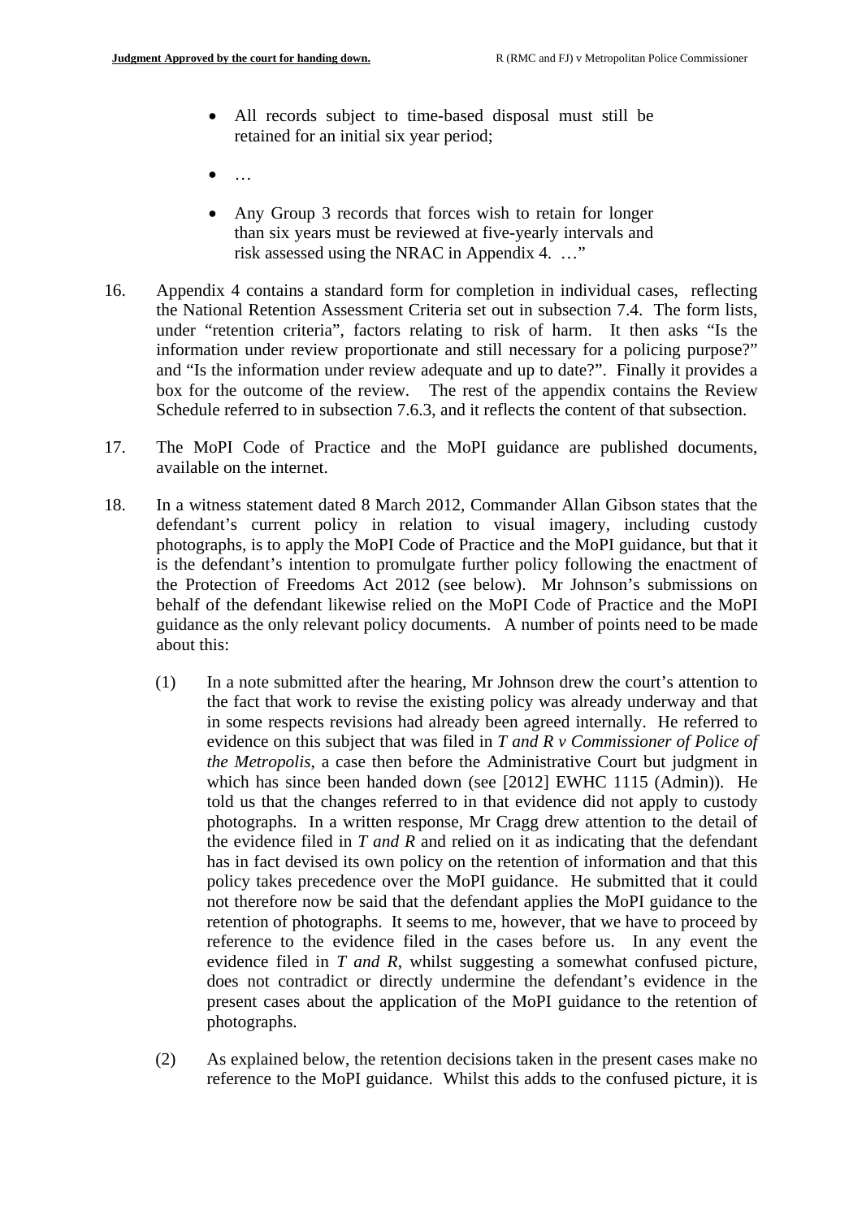- All records subject to time-based disposal must still be retained for an initial six year period;
- …
- Any Group 3 records that forces wish to retain for longer than six years must be reviewed at five-yearly intervals and risk assessed using the NRAC in Appendix 4. …"

16. Appendix 4 contains a standard form for completion in individual cases, reflecting the National Retention Assessment Criteria set out in subsection 7.4. The form lists, under "retention criteria", factors relating to risk of harm. It then asks "Is the information under review proportionate and still necessary for a policing purpose?" and "Is the information under review adequate and up to date?". Finally it provides a box for the outcome of the review. The rest of the appendix contains the Review Schedule referred to in subsection 7.6.3, and it reflects the content of that subsection.

17. The MoPI Code of Practice and the MoPI guidance are published documents, available on the internet.

18. In a witness statement dated 8 March 2012, Commander Allan Gibson states that the defendant's current policy in relation to visual imagery, including custody photographs, is to apply the MoPI Code of Practice and the MoPI guidance, but that it is the defendant's intention to promulgate further policy following the enactment of the Protection of Freedoms Act 2012 (see below). Mr Johnson's submissions on behalf of the defendant likewise relied on the MoPI Code of Practice and the MoPI guidance as the only relevant policy documents. A number of points need to be made about this:

    (1) In a note submitted after the hearing, Mr Johnson drew the court's attention to the fact that work to revise the existing policy was already underway and that in some respects revisions had already been agreed internally. He referred to evidence on this subject that was filed in *T and R v Commissioner of Police of the Metropolis*, a case then before the Administrative Court but judgment in which has since been handed down (see [2012] EWHC 1115 (Admin)). He told us that the changes referred to in that evidence did not apply to custody photographs. In a written response, Mr Cragg drew attention to the detail of the evidence filed in *T and R* and relied on it as indicating that the defendant has in fact devised its own policy on the retention of information and that this policy takes precedence over the MoPI guidance. He submitted that it could not therefore now be said that the defendant applies the MoPI guidance to the retention of photographs. It seems to me, however, that we have to proceed by reference to the evidence filed in the cases before us. In any event the evidence filed in *T and R*, whilst suggesting a somewhat confused picture, does not contradict or directly undermine the defendant's evidence in the present cases about the application of the MoPI guidance to the retention of photographs.

    (2) As explained below, the retention decisions taken in the present cases make no reference to the MoPI guidance. Whilst this adds to the confused picture, it is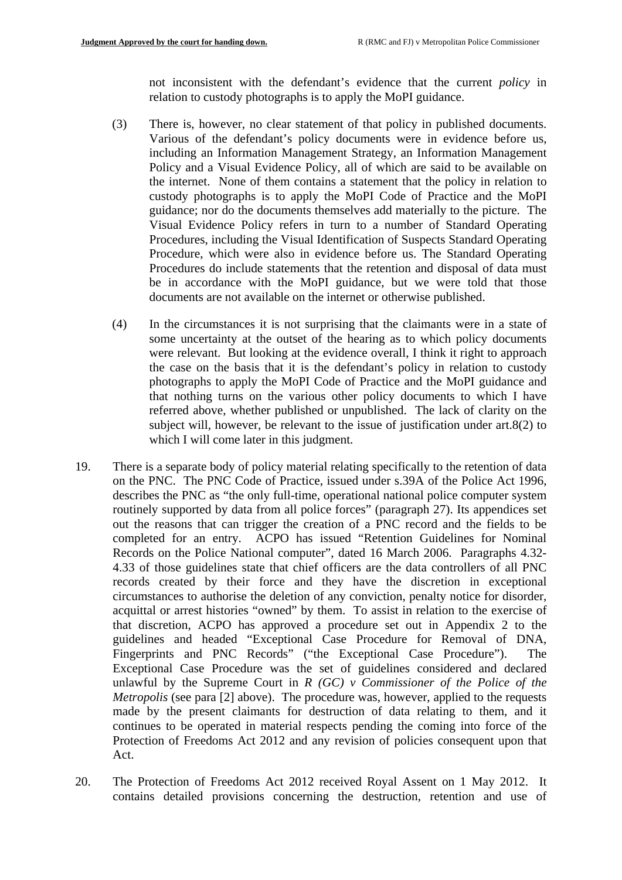not inconsistent with the defendant's evidence that the current *policy* in relation to custody photographs is to apply the MoPI guidance.

(3) There is, however, no clear statement of that policy in published documents. Various of the defendant's policy documents were in evidence before us, including an Information Management Strategy, an Information Management Policy and a Visual Evidence Policy, all of which are said to be available on the internet. None of them contains a statement that the policy in relation to custody photographs is to apply the MoPI Code of Practice and the MoPI guidance; nor do the documents themselves add materially to the picture. The Visual Evidence Policy refers in turn to a number of Standard Operating Procedures, including the Visual Identification of Suspects Standard Operating Procedure, which were also in evidence before us. The Standard Operating Procedures do include statements that the retention and disposal of data must be in accordance with the MoPI guidance, but we were told that those documents are not available on the internet or otherwise published.

(4) In the circumstances it is not surprising that the claimants were in a state of some uncertainty at the outset of the hearing as to which policy documents were relevant. But looking at the evidence overall, I think it right to approach the case on the basis that it is the defendant's policy in relation to custody photographs to apply the MoPI Code of Practice and the MoPI guidance and that nothing turns on the various other policy documents to which I have referred above, whether published or unpublished. The lack of clarity on the subject will, however, be relevant to the issue of justification under art.8(2) to which I will come later in this judgment.

19. There is a separate body of policy material relating specifically to the retention of data on the PNC. The PNC Code of Practice, issued under s.39A of the Police Act 1996, describes the PNC as "the only full-time, operational national police computer system routinely supported by data from all police forces" (paragraph 27). Its appendices set out the reasons that can trigger the creation of a PNC record and the fields to be completed for an entry. ACPO has issued "Retention Guidelines for Nominal Records on the Police National computer", dated 16 March 2006. Paragraphs 4.32-4.33 of those guidelines state that chief officers are the data controllers of all PNC records created by their force and they have the discretion in exceptional circumstances to authorise the deletion of any conviction, penalty notice for disorder, acquittal or arrest histories "owned" by them. To assist in relation to the exercise of that discretion, ACPO has approved a procedure set out in Appendix 2 to the guidelines and headed "Exceptional Case Procedure for Removal of DNA, Fingerprints and PNC Records" ("the Exceptional Case Procedure"). The Exceptional Case Procedure was the set of guidelines considered and declared unlawful by the Supreme Court in *R (GC) v Commissioner of the Police of the Metropolis* (see para [2] above). The procedure was, however, applied to the requests made by the present claimants for destruction of data relating to them, and it continues to be operated in material respects pending the coming into force of the Protection of Freedoms Act 2012 and any revision of policies consequent upon that Act.

20. The Protection of Freedoms Act 2012 received Royal Assent on 1 May 2012. It contains detailed provisions concerning the destruction, retention and use of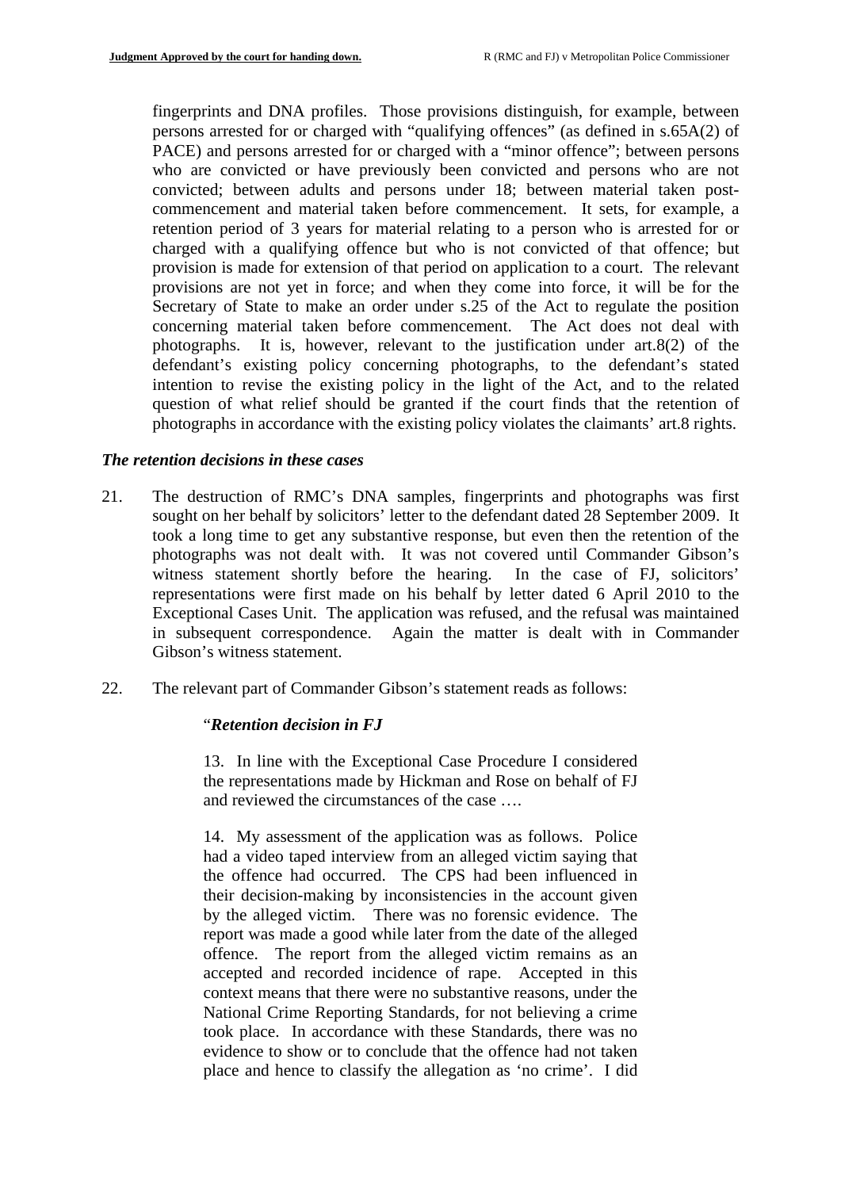fingerprints and DNA profiles. Those provisions distinguish, for example, between persons arrested for or charged with "qualifying offences" (as defined in s.65A(2) of PACE) and persons arrested for or charged with a "minor offence"; between persons who are convicted or have previously been convicted and persons who are not convicted; between adults and persons under 18; between material taken post-commencement and material taken before commencement. It sets, for example, a retention period of 3 years for material relating to a person who is arrested for or charged with a qualifying offence but who is not convicted of that offence; but provision is made for extension of that period on application to a court. The relevant provisions are not yet in force; and when they come into force, it will be for the Secretary of State to make an order under s.25 of the Act to regulate the position concerning material taken before commencement. The Act does not deal with photographs. It is, however, relevant to the justification under art.8(2) of the defendant's existing policy concerning photographs, to the defendant's stated intention to revise the existing policy in the light of the Act, and to the related question of what relief should be granted if the court finds that the retention of photographs in accordance with the existing policy violates the claimants' art.8 rights.

### *The retention decisions in these cases*

21. The destruction of RMC's DNA samples, fingerprints and photographs was first sought on her behalf by solicitors' letter to the defendant dated 28 September 2009. It took a long time to get any substantive response, but even then the retention of the photographs was not dealt with. It was not covered until Commander Gibson's witness statement shortly before the hearing. In the case of FJ, solicitors' representations were first made on his behalf by letter dated 6 April 2010 to the Exceptional Cases Unit. The application was refused, and the refusal was maintained in subsequent correspondence. Again the matter is dealt with in Commander Gibson's witness statement.

22. The relevant part of Commander Gibson's statement reads as follows:

> "***Retention decision in FJ***
>
> 13. In line with the Exceptional Case Procedure I considered the representations made by Hickman and Rose on behalf of FJ and reviewed the circumstances of the case ….
>
> 14. My assessment of the application was as follows. Police had a video taped interview from an alleged victim saying that the offence had occurred. The CPS had been influenced in their decision-making by inconsistencies in the account given by the alleged victim. There was no forensic evidence. The report was made a good while later from the date of the alleged offence. The report from the alleged victim remains as an accepted and recorded incidence of rape. Accepted in this context means that there were no substantive reasons, under the National Crime Reporting Standards, for not believing a crime took place. In accordance with these Standards, there was no evidence to show or to conclude that the offence had not taken place and hence to classify the allegation as 'no crime'. I did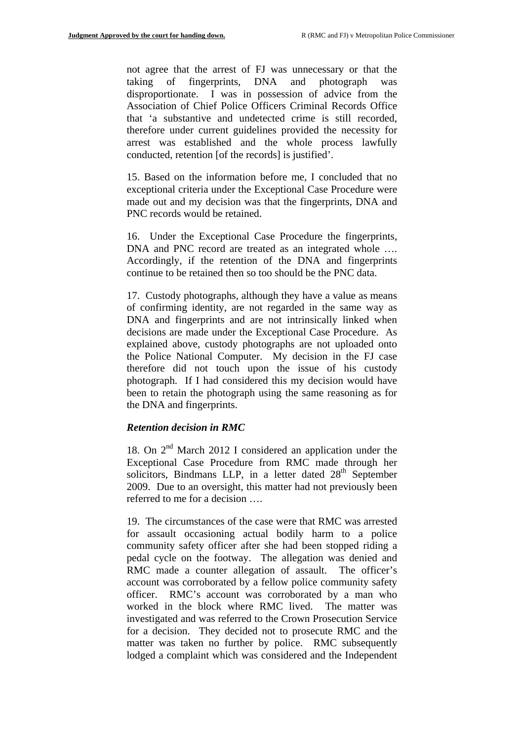not agree that the arrest of FJ was unnecessary or that the taking of fingerprints, DNA and photograph was disproportionate. I was in possession of advice from the Association of Chief Police Officers Criminal Records Office that 'a substantive and undetected crime is still recorded, therefore under current guidelines provided the necessity for arrest was established and the whole process lawfully conducted, retention [of the records] is justified'.

15. Based on the information before me, I concluded that no exceptional criteria under the Exceptional Case Procedure were made out and my decision was that the fingerprints, DNA and PNC records would be retained.

16. Under the Exceptional Case Procedure the fingerprints, DNA and PNC record are treated as an integrated whole …. Accordingly, if the retention of the DNA and fingerprints continue to be retained then so too should be the PNC data.

17. Custody photographs, although they have a value as means of confirming identity, are not regarded in the same way as DNA and fingerprints and are not intrinsically linked when decisions are made under the Exceptional Case Procedure. As explained above, custody photographs are not uploaded onto the Police National Computer. My decision in the FJ case therefore did not touch upon the issue of his custody photograph. If I had considered this my decision would have been to retain the photograph using the same reasoning as for the DNA and fingerprints.

***Retention decision in RMC***

18. On 2nd March 2012 I considered an application under the Exceptional Case Procedure from RMC made through her solicitors, Bindmans LLP, in a letter dated 28th September 2009. Due to an oversight, this matter had not previously been referred to me for a decision ….

19. The circumstances of the case were that RMC was arrested for assault occasioning actual bodily harm to a police community safety officer after she had been stopped riding a pedal cycle on the footway. The allegation was denied and RMC made a counter allegation of assault. The officer's account was corroborated by a fellow police community safety officer. RMC's account was corroborated by a man who worked in the block where RMC lived. The matter was investigated and was referred to the Crown Prosecution Service for a decision. They decided not to prosecute RMC and the matter was taken no further by police. RMC subsequently lodged a complaint which was considered and the Independent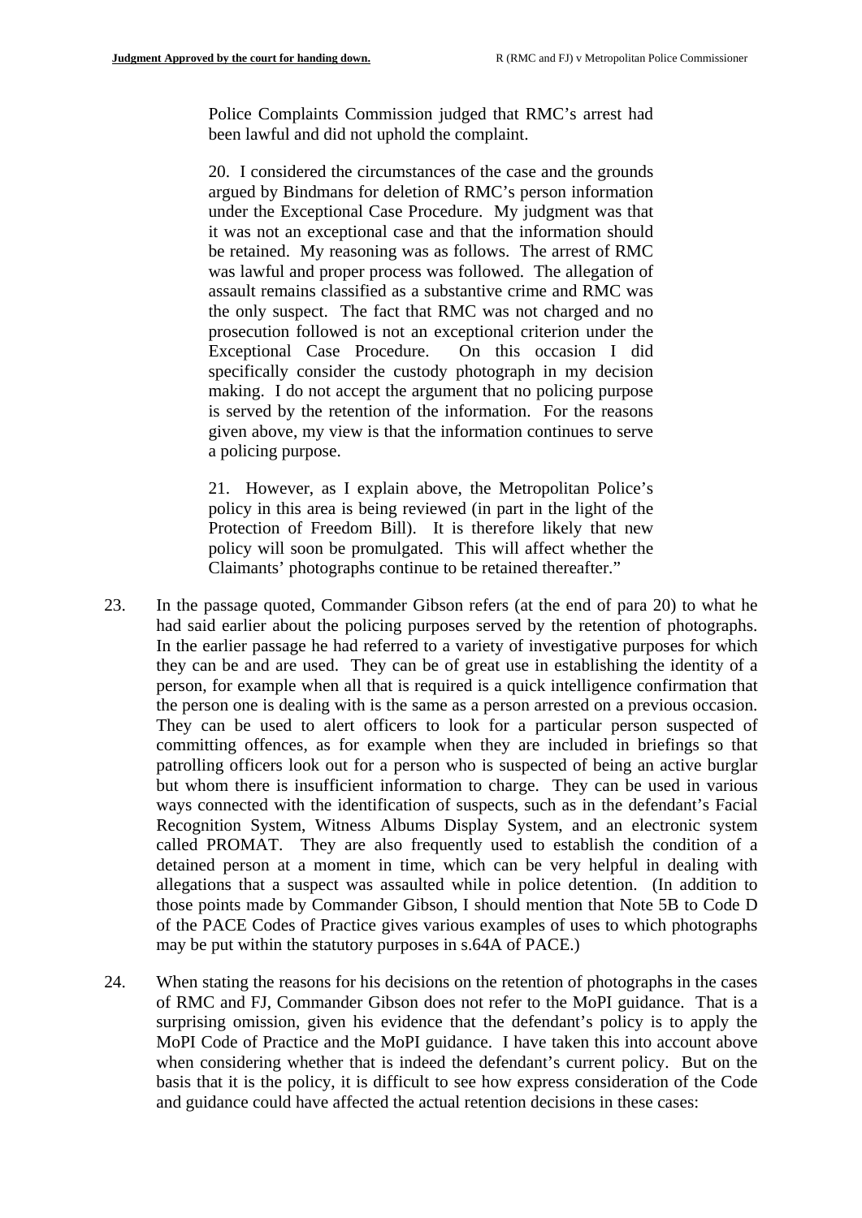> Police Complaints Commission judged that RMC's arrest had been lawful and did not uphold the complaint.
>
> 20. I considered the circumstances of the case and the grounds argued by Bindmans for deletion of RMC's person information under the Exceptional Case Procedure. My judgment was that it was not an exceptional case and that the information should be retained. My reasoning was as follows. The arrest of RMC was lawful and proper process was followed. The allegation of assault remains classified as a substantive crime and RMC was the only suspect. The fact that RMC was not charged and no prosecution followed is not an exceptional criterion under the Exceptional Case Procedure. On this occasion I did specifically consider the custody photograph in my decision making. I do not accept the argument that no policing purpose is served by the retention of the information. For the reasons given above, my view is that the information continues to serve a policing purpose.
>
> 21. However, as I explain above, the Metropolitan Police's policy in this area is being reviewed (in part in the light of the Protection of Freedom Bill). It is therefore likely that new policy will soon be promulgated. This will affect whether the Claimants' photographs continue to be retained thereafter."

23. In the passage quoted, Commander Gibson refers (at the end of para 20) to what he had said earlier about the policing purposes served by the retention of photographs. In the earlier passage he had referred to a variety of investigative purposes for which they can be and are used. They can be of great use in establishing the identity of a person, for example when all that is required is a quick intelligence confirmation that the person one is dealing with is the same as a person arrested on a previous occasion. They can be used to alert officers to look for a particular person suspected of committing offences, as for example when they are included in briefings so that patrolling officers look out for a person who is suspected of being an active burglar but whom there is insufficient information to charge. They can be used in various ways connected with the identification of suspects, such as in the defendant's Facial Recognition System, Witness Albums Display System, and an electronic system called PROMAT. They are also frequently used to establish the condition of a detained person at a moment in time, which can be very helpful in dealing with allegations that a suspect was assaulted while in police detention. (In addition to those points made by Commander Gibson, I should mention that Note 5B to Code D of the PACE Codes of Practice gives various examples of uses to which photographs may be put within the statutory purposes in s.64A of PACE.)

24. When stating the reasons for his decisions on the retention of photographs in the cases of RMC and FJ, Commander Gibson does not refer to the MoPI guidance. That is a surprising omission, given his evidence that the defendant's policy is to apply the MoPI Code of Practice and the MoPI guidance. I have taken this into account above when considering whether that is indeed the defendant's current policy. But on the basis that it is the policy, it is difficult to see how express consideration of the Code and guidance could have affected the actual retention decisions in these cases: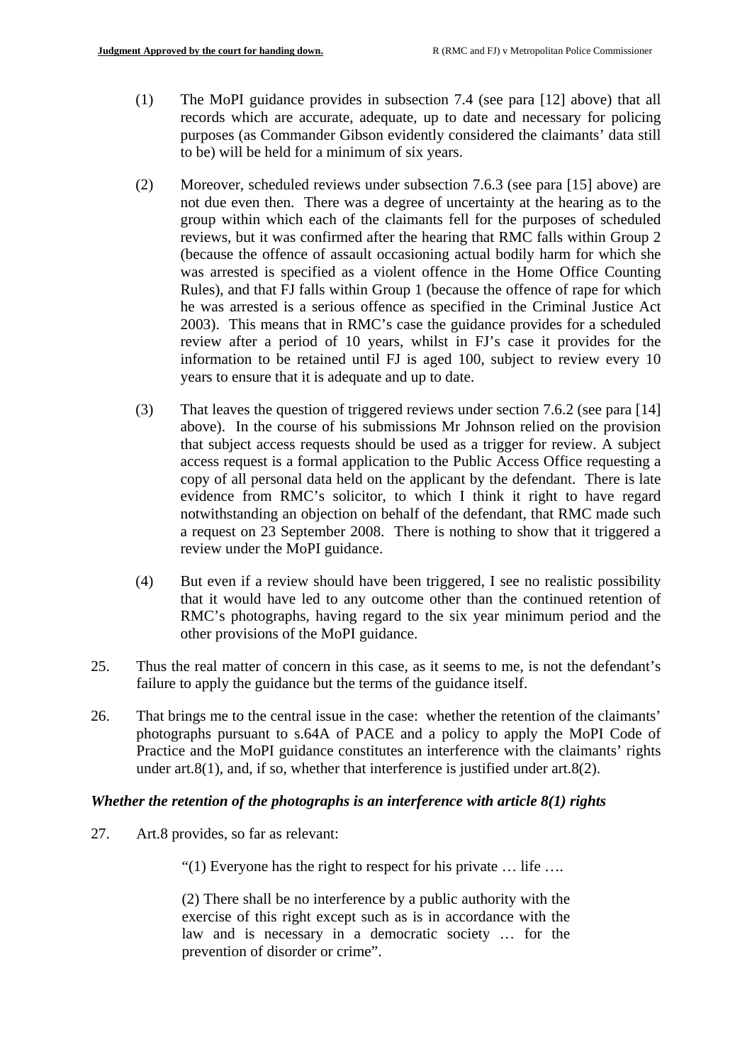(1) The MoPI guidance provides in subsection 7.4 (see para [12] above) that all records which are accurate, adequate, up to date and necessary for policing purposes (as Commander Gibson evidently considered the claimants' data still to be) will be held for a minimum of six years.

(2) Moreover, scheduled reviews under subsection 7.6.3 (see para [15] above) are not due even then. There was a degree of uncertainty at the hearing as to the group within which each of the claimants fell for the purposes of scheduled reviews, but it was confirmed after the hearing that RMC falls within Group 2 (because the offence of assault occasioning actual bodily harm for which she was arrested is specified as a violent offence in the Home Office Counting Rules), and that FJ falls within Group 1 (because the offence of rape for which he was arrested is a serious offence as specified in the Criminal Justice Act 2003). This means that in RMC's case the guidance provides for a scheduled review after a period of 10 years, whilst in FJ's case it provides for the information to be retained until FJ is aged 100, subject to review every 10 years to ensure that it is adequate and up to date.

(3) That leaves the question of triggered reviews under section 7.6.2 (see para [14] above). In the course of his submissions Mr Johnson relied on the provision that subject access requests should be used as a trigger for review. A subject access request is a formal application to the Public Access Office requesting a copy of all personal data held on the applicant by the defendant. There is late evidence from RMC's solicitor, to which I think it right to have regard notwithstanding an objection on behalf of the defendant, that RMC made such a request on 23 September 2008. There is nothing to show that it triggered a review under the MoPI guidance.

(4) But even if a review should have been triggered, I see no realistic possibility that it would have led to any outcome other than the continued retention of RMC's photographs, having regard to the six year minimum period and the other provisions of the MoPI guidance.

25. Thus the real matter of concern in this case, as it seems to me, is not the defendant's failure to apply the guidance but the terms of the guidance itself.

26. That brings me to the central issue in the case: whether the retention of the claimants' photographs pursuant to s.64A of PACE and a policy to apply the MoPI Code of Practice and the MoPI guidance constitutes an interference with the claimants' rights under art.8(1), and, if so, whether that interference is justified under art.8(2).

### *Whether the retention of the photographs is an interference with article 8(1) rights*

27. Art.8 provides, so far as relevant:

> "(1) Everyone has the right to respect for his private … life ….
>
> (2) There shall be no interference by a public authority with the exercise of this right except such as is in accordance with the law and is necessary in a democratic society … for the prevention of disorder or crime".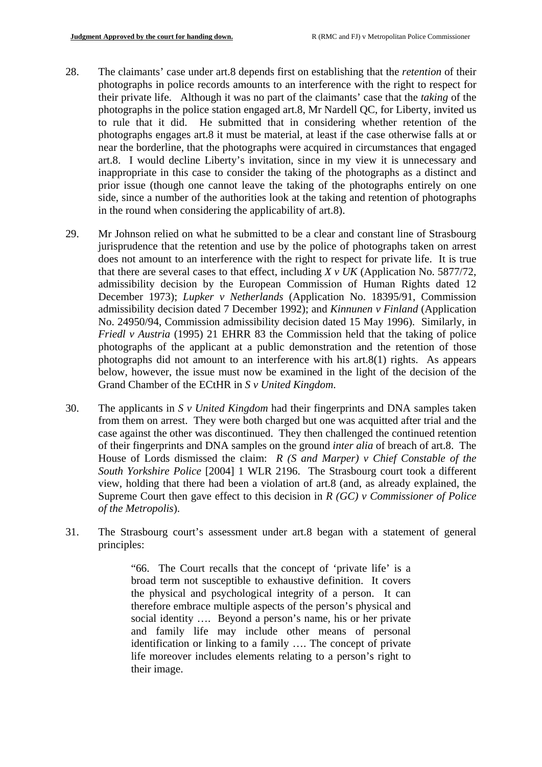28. The claimants' case under art.8 depends first on establishing that the *retention* of their photographs in police records amounts to an interference with the right to respect for their private life. Although it was no part of the claimants' case that the *taking* of the photographs in the police station engaged art.8, Mr Nardell QC, for Liberty, invited us to rule that it did. He submitted that in considering whether retention of the photographs engages art.8 it must be material, at least if the case otherwise falls at or near the borderline, that the photographs were acquired in circumstances that engaged art.8. I would decline Liberty's invitation, since in my view it is unnecessary and inappropriate in this case to consider the taking of the photographs as a distinct and prior issue (though one cannot leave the taking of the photographs entirely on one side, since a number of the authorities look at the taking and retention of photographs in the round when considering the applicability of art.8).

29. Mr Johnson relied on what he submitted to be a clear and constant line of Strasbourg jurisprudence that the retention and use by the police of photographs taken on arrest does not amount to an interference with the right to respect for private life. It is true that there are several cases to that effect, including *X v UK* (Application No. 5877/72, admissibility decision by the European Commission of Human Rights dated 12 December 1973); *Lupker v Netherlands* (Application No. 18395/91, Commission admissibility decision dated 7 December 1992); and *Kinnunen v Finland* (Application No. 24950/94, Commission admissibility decision dated 15 May 1996). Similarly, in *Friedl v Austria* (1995) 21 EHRR 83 the Commission held that the taking of police photographs of the applicant at a public demonstration and the retention of those photographs did not amount to an interference with his art.8(1) rights. As appears below, however, the issue must now be examined in the light of the decision of the Grand Chamber of the ECtHR in *S v United Kingdom*.

30. The applicants in *S v United Kingdom* had their fingerprints and DNA samples taken from them on arrest. They were both charged but one was acquitted after trial and the case against the other was discontinued. They then challenged the continued retention of their fingerprints and DNA samples on the ground *inter alia* of breach of art.8. The House of Lords dismissed the claim: *R (S and Marper) v Chief Constable of the South Yorkshire Police* [2004] 1 WLR 2196. The Strasbourg court took a different view, holding that there had been a violation of art.8 (and, as already explained, the Supreme Court then gave effect to this decision in *R (GC) v Commissioner of Police of the Metropolis*).

31. The Strasbourg court's assessment under art.8 began with a statement of general principles:

> "66. The Court recalls that the concept of 'private life' is a broad term not susceptible to exhaustive definition. It covers the physical and psychological integrity of a person. It can therefore embrace multiple aspects of the person's physical and social identity …. Beyond a person's name, his or her private and family life may include other means of personal identification or linking to a family …. The concept of private life moreover includes elements relating to a person's right to their image.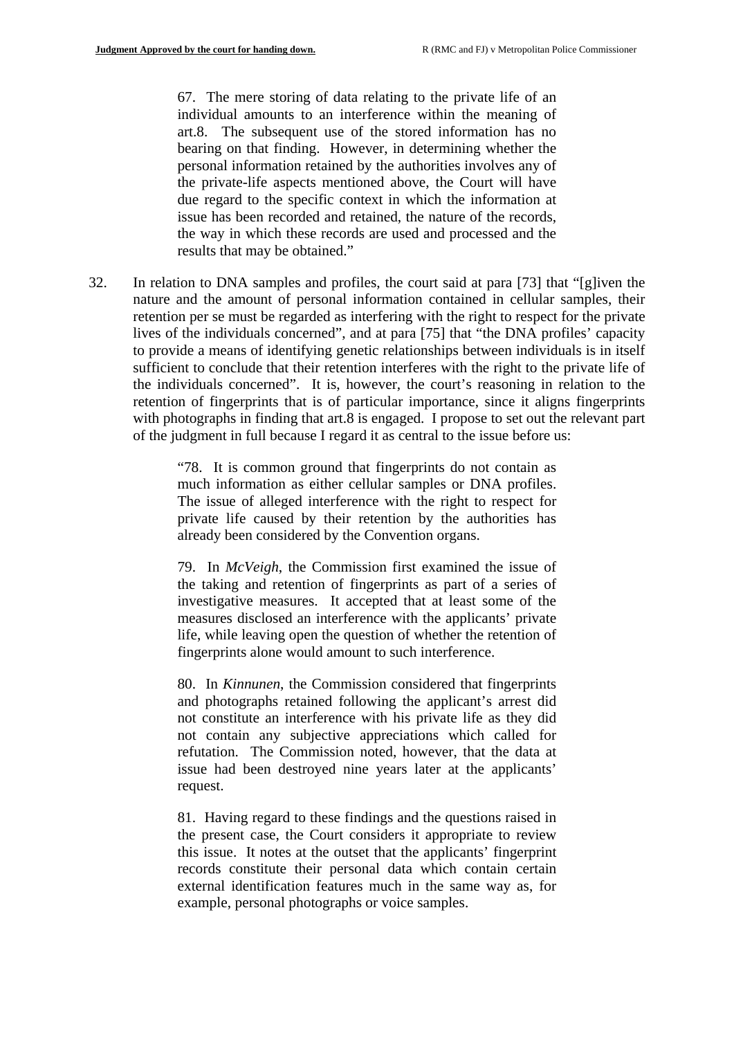> 67. The mere storing of data relating to the private life of an individual amounts to an interference within the meaning of art.8. The subsequent use of the stored information has no bearing on that finding. However, in determining whether the personal information retained by the authorities involves any of the private-life aspects mentioned above, the Court will have due regard to the specific context in which the information at issue has been recorded and retained, the nature of the records, the way in which these records are used and processed and the results that may be obtained."

32. In relation to DNA samples and profiles, the court said at para [73] that "[g]iven the nature and the amount of personal information contained in cellular samples, their retention per se must be regarded as interfering with the right to respect for the private lives of the individuals concerned", and at para [75] that "the DNA profiles' capacity to provide a means of identifying genetic relationships between individuals is in itself sufficient to conclude that their retention interferes with the right to the private life of the individuals concerned". It is, however, the court's reasoning in relation to the retention of fingerprints that is of particular importance, since it aligns fingerprints with photographs in finding that art.8 is engaged. I propose to set out the relevant part of the judgment in full because I regard it as central to the issue before us:

> "78. It is common ground that fingerprints do not contain as much information as either cellular samples or DNA profiles. The issue of alleged interference with the right to respect for private life caused by their retention by the authorities has already been considered by the Convention organs.
>
> 79. In *McVeigh*, the Commission first examined the issue of the taking and retention of fingerprints as part of a series of investigative measures. It accepted that at least some of the measures disclosed an interference with the applicants' private life, while leaving open the question of whether the retention of fingerprints alone would amount to such interference.
>
> 80. In *Kinnunen*, the Commission considered that fingerprints and photographs retained following the applicant's arrest did not constitute an interference with his private life as they did not contain any subjective appreciations which called for refutation. The Commission noted, however, that the data at issue had been destroyed nine years later at the applicants' request.
>
> 81. Having regard to these findings and the questions raised in the present case, the Court considers it appropriate to review this issue. It notes at the outset that the applicants' fingerprint records constitute their personal data which contain certain external identification features much in the same way as, for example, personal photographs or voice samples.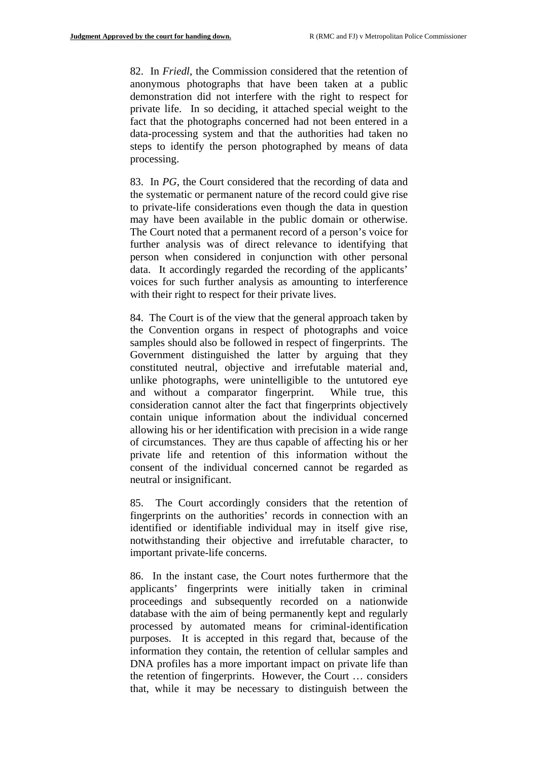82. In *Friedl*, the Commission considered that the retention of anonymous photographs that have been taken at a public demonstration did not interfere with the right to respect for private life. In so deciding, it attached special weight to the fact that the photographs concerned had not been entered in a data-processing system and that the authorities had taken no steps to identify the person photographed by means of data processing.

83. In *PG*, the Court considered that the recording of data and the systematic or permanent nature of the record could give rise to private-life considerations even though the data in question may have been available in the public domain or otherwise. The Court noted that a permanent record of a person's voice for further analysis was of direct relevance to identifying that person when considered in conjunction with other personal data. It accordingly regarded the recording of the applicants' voices for such further analysis as amounting to interference with their right to respect for their private lives.

84. The Court is of the view that the general approach taken by the Convention organs in respect of photographs and voice samples should also be followed in respect of fingerprints. The Government distinguished the latter by arguing that they constituted neutral, objective and irrefutable material and, unlike photographs, were unintelligible to the untutored eye and without a comparator fingerprint. While true, this consideration cannot alter the fact that fingerprints objectively contain unique information about the individual concerned allowing his or her identification with precision in a wide range of circumstances. They are thus capable of affecting his or her private life and retention of this information without the consent of the individual concerned cannot be regarded as neutral or insignificant.

85. The Court accordingly considers that the retention of fingerprints on the authorities' records in connection with an identified or identifiable individual may in itself give rise, notwithstanding their objective and irrefutable character, to important private-life concerns.

86. In the instant case, the Court notes furthermore that the applicants' fingerprints were initially taken in criminal proceedings and subsequently recorded on a nationwide database with the aim of being permanently kept and regularly processed by automated means for criminal-identification purposes. It is accepted in this regard that, because of the information they contain, the retention of cellular samples and DNA profiles has a more important impact on private life than the retention of fingerprints. However, the Court … considers that, while it may be necessary to distinguish between the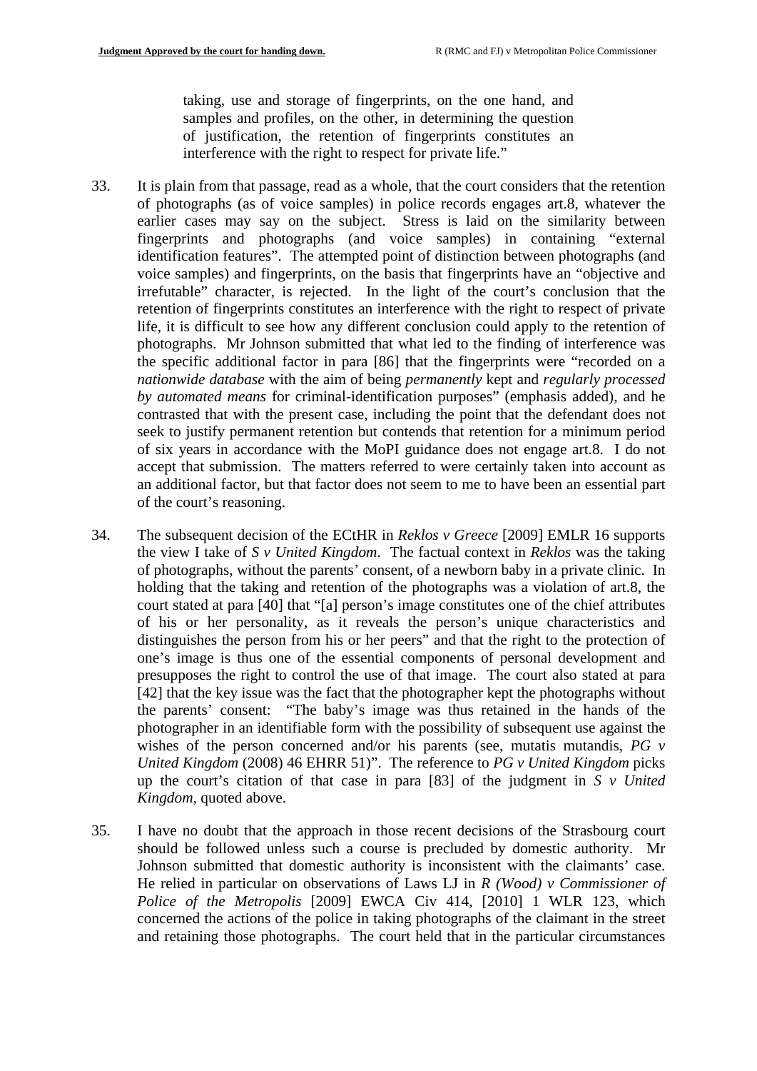taking, use and storage of fingerprints, on the one hand, and samples and profiles, on the other, in determining the question of justification, the retention of fingerprints constitutes an interference with the right to respect for private life."

33. It is plain from that passage, read as a whole, that the court considers that the retention of photographs (as of voice samples) in police records engages art.8, whatever the earlier cases may say on the subject. Stress is laid on the similarity between fingerprints and photographs (and voice samples) in containing "external identification features". The attempted point of distinction between photographs (and voice samples) and fingerprints, on the basis that fingerprints have an "objective and irrefutable" character, is rejected. In the light of the court's conclusion that the retention of fingerprints constitutes an interference with the right to respect of private life, it is difficult to see how any different conclusion could apply to the retention of photographs. Mr Johnson submitted that what led to the finding of interference was the specific additional factor in para [86] that the fingerprints were "recorded on a *nationwide database* with the aim of being *permanently* kept and *regularly processed by automated means* for criminal-identification purposes" (emphasis added), and he contrasted that with the present case, including the point that the defendant does not seek to justify permanent retention but contends that retention for a minimum period of six years in accordance with the MoPI guidance does not engage art.8. I do not accept that submission. The matters referred to were certainly taken into account as an additional factor, but that factor does not seem to me to have been an essential part of the court's reasoning.

34. The subsequent decision of the ECtHR in *Reklos v Greece* [2009] EMLR 16 supports the view I take of *S v United Kingdom*. The factual context in *Reklos* was the taking of photographs, without the parents' consent, of a newborn baby in a private clinic. In holding that the taking and retention of the photographs was a violation of art.8, the court stated at para [40] that "[a] person's image constitutes one of the chief attributes of his or her personality, as it reveals the person's unique characteristics and distinguishes the person from his or her peers" and that the right to the protection of one's image is thus one of the essential components of personal development and presupposes the right to control the use of that image. The court also stated at para [42] that the key issue was the fact that the photographer kept the photographs without the parents' consent: "The baby's image was thus retained in the hands of the photographer in an identifiable form with the possibility of subsequent use against the wishes of the person concerned and/or his parents (see, mutatis mutandis, *PG v United Kingdom* (2008) 46 EHRR 51)". The reference to *PG v United Kingdom* picks up the court's citation of that case in para [83] of the judgment in *S v United Kingdom*, quoted above.

35. I have no doubt that the approach in those recent decisions of the Strasbourg court should be followed unless such a course is precluded by domestic authority. Mr Johnson submitted that domestic authority is inconsistent with the claimants' case. He relied in particular on observations of Laws LJ in *R (Wood) v Commissioner of Police of the Metropolis* [2009] EWCA Civ 414, [2010] 1 WLR 123, which concerned the actions of the police in taking photographs of the claimant in the street and retaining those photographs. The court held that in the particular circumstances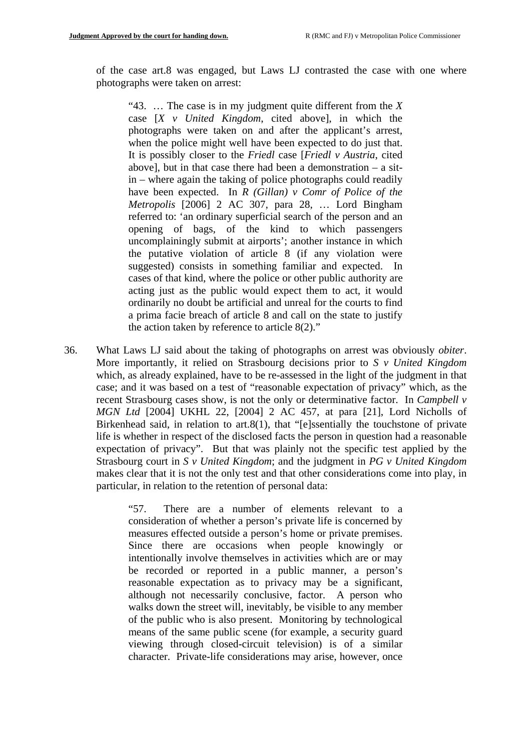of the case art.8 was engaged, but Laws LJ contrasted the case with one where photographs were taken on arrest:

> "43. … The case is in my judgment quite different from the *X* case [*X v United Kingdom*, cited above], in which the photographs were taken on and after the applicant's arrest, when the police might well have been expected to do just that. It is possibly closer to the *Friedl* case [*Friedl v Austria*, cited above], but in that case there had been a demonstration – a sit-in – where again the taking of police photographs could readily have been expected. In *R (Gillan) v Comr of Police of the Metropolis* [2006] 2 AC 307, para 28, … Lord Bingham referred to: 'an ordinary superficial search of the person and an opening of bags, of the kind to which passengers uncomplainingly submit at airports'; another instance in which the putative violation of article 8 (if any violation were suggested) consists in something familiar and expected. In cases of that kind, where the police or other public authority are acting just as the public would expect them to act, it would ordinarily no doubt be artificial and unreal for the courts to find a prima facie breach of article 8 and call on the state to justify the action taken by reference to article 8(2)."

36. What Laws LJ said about the taking of photographs on arrest was obviously *obiter*. More importantly, it relied on Strasbourg decisions prior to *S v United Kingdom* which, as already explained, have to be re-assessed in the light of the judgment in that case; and it was based on a test of "reasonable expectation of privacy" which, as the recent Strasbourg cases show, is not the only or determinative factor. In *Campbell v MGN Ltd* [2004] UKHL 22, [2004] 2 AC 457, at para [21], Lord Nicholls of Birkenhead said, in relation to art.8(1), that "[e]ssentially the touchstone of private life is whether in respect of the disclosed facts the person in question had a reasonable expectation of privacy". But that was plainly not the specific test applied by the Strasbourg court in *S v United Kingdom*; and the judgment in *PG v United Kingdom* makes clear that it is not the only test and that other considerations come into play, in particular, in relation to the retention of personal data:

> "57. There are a number of elements relevant to a consideration of whether a person's private life is concerned by measures effected outside a person's home or private premises. Since there are occasions when people knowingly or intentionally involve themselves in activities which are or may be recorded or reported in a public manner, a person's reasonable expectation as to privacy may be a significant, although not necessarily conclusive, factor. A person who walks down the street will, inevitably, be visible to any member of the public who is also present. Monitoring by technological means of the same public scene (for example, a security guard viewing through closed-circuit television) is of a similar character. Private-life considerations may arise, however, once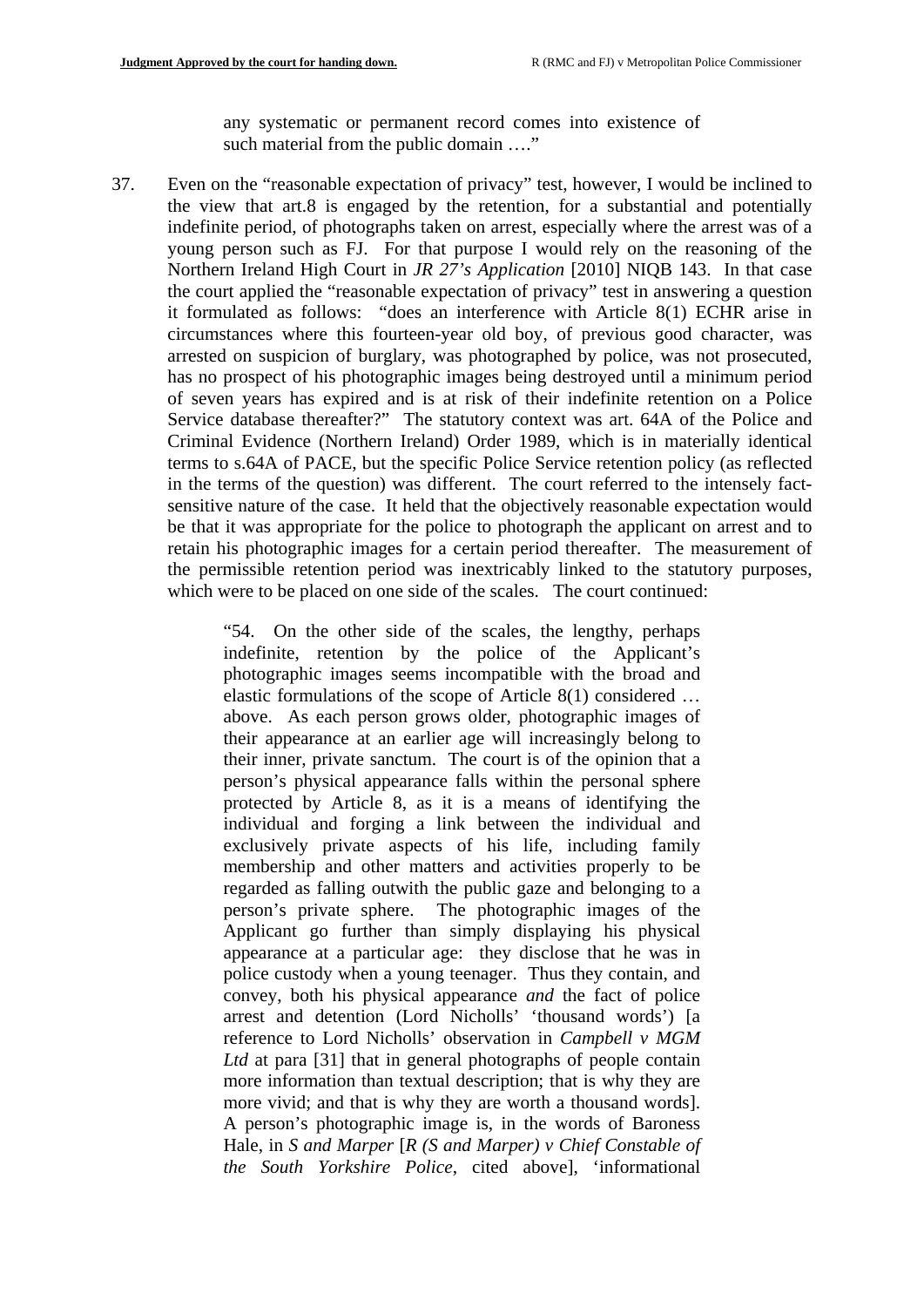> any systematic or permanent record comes into existence of such material from the public domain …."

37. Even on the "reasonable expectation of privacy" test, however, I would be inclined to the view that art.8 is engaged by the retention, for a substantial and potentially indefinite period, of photographs taken on arrest, especially where the arrest was of a young person such as FJ. For that purpose I would rely on the reasoning of the Northern Ireland High Court in *JR 27's Application* [2010] NIQB 143. In that case the court applied the "reasonable expectation of privacy" test in answering a question it formulated as follows: "does an interference with Article 8(1) ECHR arise in circumstances where this fourteen-year old boy, of previous good character, was arrested on suspicion of burglary, was photographed by police, was not prosecuted, has no prospect of his photographic images being destroyed until a minimum period of seven years has expired and is at risk of their indefinite retention on a Police Service database thereafter?" The statutory context was art. 64A of the Police and Criminal Evidence (Northern Ireland) Order 1989, which is in materially identical terms to s.64A of PACE, but the specific Police Service retention policy (as reflected in the terms of the question) was different. The court referred to the intensely fact-sensitive nature of the case. It held that the objectively reasonable expectation would be that it was appropriate for the police to photograph the applicant on arrest and to retain his photographic images for a certain period thereafter. The measurement of the permissible retention period was inextricably linked to the statutory purposes, which were to be placed on one side of the scales. The court continued:

> "54. On the other side of the scales, the lengthy, perhaps indefinite, retention by the police of the Applicant's photographic images seems incompatible with the broad and elastic formulations of the scope of Article 8(1) considered … above. As each person grows older, photographic images of their appearance at an earlier age will increasingly belong to their inner, private sanctum. The court is of the opinion that a person's physical appearance falls within the personal sphere protected by Article 8, as it is a means of identifying the individual and forging a link between the individual and exclusively private aspects of his life, including family membership and other matters and activities properly to be regarded as falling outwith the public gaze and belonging to a person's private sphere. The photographic images of the Applicant go further than simply displaying his physical appearance at a particular age: they disclose that he was in police custody when a young teenager. Thus they contain, and convey, both his physical appearance *and* the fact of police arrest and detention (Lord Nicholls' 'thousand words') [a reference to Lord Nicholls' observation in *Campbell v MGM Ltd* at para [31] that in general photographs of people contain more information than textual description; that is why they are more vivid; and that is why they are worth a thousand words]. A person's photographic image is, in the words of Baroness Hale, in *S and Marper* [*R (S and Marper) v Chief Constable of the South Yorkshire Police*, cited above], 'informational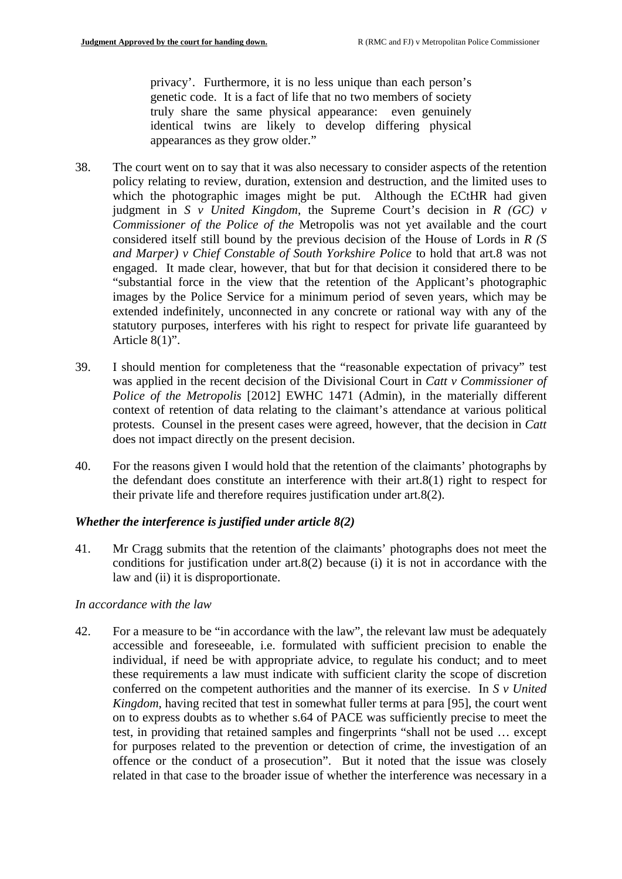> privacy'. Furthermore, it is no less unique than each person's genetic code. It is a fact of life that no two members of society truly share the same physical appearance: even genuinely identical twins are likely to develop differing physical appearances as they grow older."

38. The court went on to say that it was also necessary to consider aspects of the retention policy relating to review, duration, extension and destruction, and the limited uses to which the photographic images might be put. Although the ECtHR had given judgment in *S v United Kingdom*, the Supreme Court's decision in *R (GC) v Commissioner of the Police of the* Metropolis was not yet available and the court considered itself still bound by the previous decision of the House of Lords in *R (S and Marper) v Chief Constable of South Yorkshire Police* to hold that art.8 was not engaged. It made clear, however, that but for that decision it considered there to be "substantial force in the view that the retention of the Applicant's photographic images by the Police Service for a minimum period of seven years, which may be extended indefinitely, unconnected in any concrete or rational way with any of the statutory purposes, interferes with his right to respect for private life guaranteed by Article 8(1)".

39. I should mention for completeness that the "reasonable expectation of privacy" test was applied in the recent decision of the Divisional Court in *Catt v Commissioner of Police of the Metropolis* [2012] EWHC 1471 (Admin), in the materially different context of retention of data relating to the claimant's attendance at various political protests. Counsel in the present cases were agreed, however, that the decision in *Catt* does not impact directly on the present decision.

40. For the reasons given I would hold that the retention of the claimants' photographs by the defendant does constitute an interference with their art.8(1) right to respect for their private life and therefore requires justification under art.8(2).

### *Whether the interference is justified under article 8(2)*

41. Mr Cragg submits that the retention of the claimants' photographs does not meet the conditions for justification under art.8(2) because (i) it is not in accordance with the law and (ii) it is disproportionate.

#### *In accordance with the law*

42. For a measure to be "in accordance with the law", the relevant law must be adequately accessible and foreseeable, i.e. formulated with sufficient precision to enable the individual, if need be with appropriate advice, to regulate his conduct; and to meet these requirements a law must indicate with sufficient clarity the scope of discretion conferred on the competent authorities and the manner of its exercise. In *S v United Kingdom*, having recited that test in somewhat fuller terms at para [95], the court went on to express doubts as to whether s.64 of PACE was sufficiently precise to meet the test, in providing that retained samples and fingerprints "shall not be used … except for purposes related to the prevention or detection of crime, the investigation of an offence or the conduct of a prosecution". But it noted that the issue was closely related in that case to the broader issue of whether the interference was necessary in a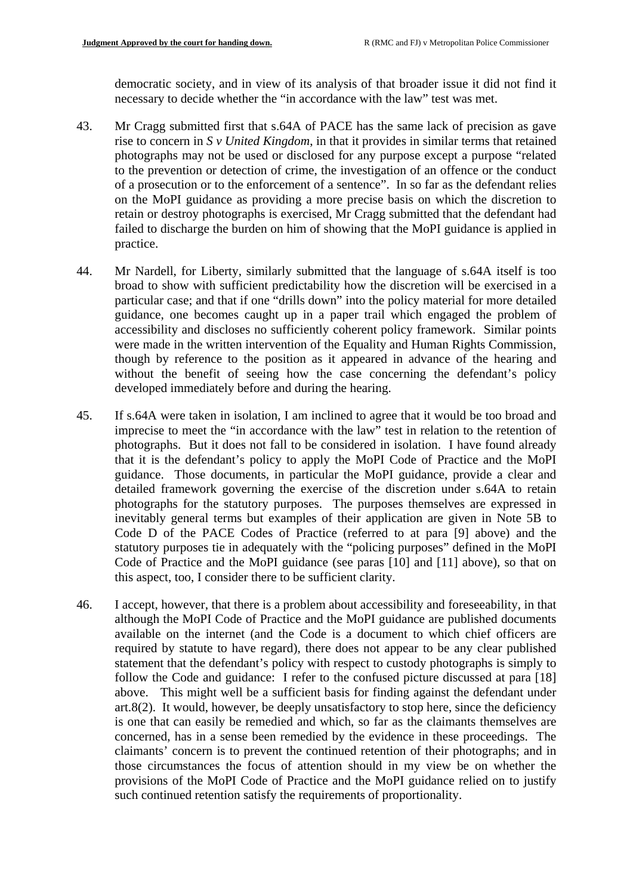democratic society, and in view of its analysis of that broader issue it did not find it necessary to decide whether the "in accordance with the law" test was met.

43. Mr Cragg submitted first that s.64A of PACE has the same lack of precision as gave rise to concern in *S v United Kingdom*, in that it provides in similar terms that retained photographs may not be used or disclosed for any purpose except a purpose "related to the prevention or detection of crime, the investigation of an offence or the conduct of a prosecution or to the enforcement of a sentence". In so far as the defendant relies on the MoPI guidance as providing a more precise basis on which the discretion to retain or destroy photographs is exercised, Mr Cragg submitted that the defendant had failed to discharge the burden on him of showing that the MoPI guidance is applied in practice.

44. Mr Nardell, for Liberty, similarly submitted that the language of s.64A itself is too broad to show with sufficient predictability how the discretion will be exercised in a particular case; and that if one "drills down" into the policy material for more detailed guidance, one becomes caught up in a paper trail which engaged the problem of accessibility and discloses no sufficiently coherent policy framework. Similar points were made in the written intervention of the Equality and Human Rights Commission, though by reference to the position as it appeared in advance of the hearing and without the benefit of seeing how the case concerning the defendant's policy developed immediately before and during the hearing.

45. If s.64A were taken in isolation, I am inclined to agree that it would be too broad and imprecise to meet the "in accordance with the law" test in relation to the retention of photographs. But it does not fall to be considered in isolation. I have found already that it is the defendant's policy to apply the MoPI Code of Practice and the MoPI guidance. Those documents, in particular the MoPI guidance, provide a clear and detailed framework governing the exercise of the discretion under s.64A to retain photographs for the statutory purposes. The purposes themselves are expressed in inevitably general terms but examples of their application are given in Note 5B to Code D of the PACE Codes of Practice (referred to at para [9] above) and the statutory purposes tie in adequately with the "policing purposes" defined in the MoPI Code of Practice and the MoPI guidance (see paras [10] and [11] above), so that on this aspect, too, I consider there to be sufficient clarity.

46. I accept, however, that there is a problem about accessibility and foreseeability, in that although the MoPI Code of Practice and the MoPI guidance are published documents available on the internet (and the Code is a document to which chief officers are required by statute to have regard), there does not appear to be any clear published statement that the defendant's policy with respect to custody photographs is simply to follow the Code and guidance: I refer to the confused picture discussed at para [18] above. This might well be a sufficient basis for finding against the defendant under art.8(2). It would, however, be deeply unsatisfactory to stop here, since the deficiency is one that can easily be remedied and which, so far as the claimants themselves are concerned, has in a sense been remedied by the evidence in these proceedings. The claimants' concern is to prevent the continued retention of their photographs; and in those circumstances the focus of attention should in my view be on whether the provisions of the MoPI Code of Practice and the MoPI guidance relied on to justify such continued retention satisfy the requirements of proportionality.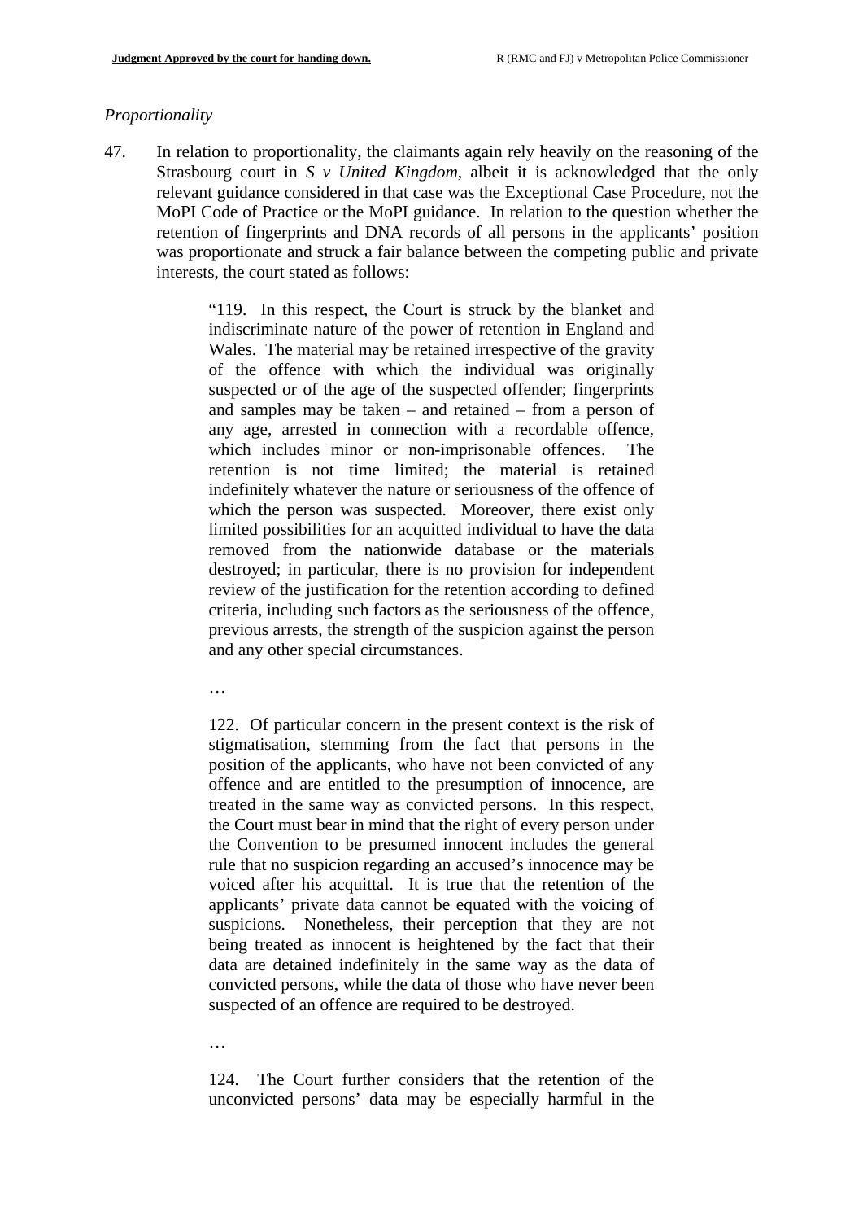*Proportionality*

47. In relation to proportionality, the claimants again rely heavily on the reasoning of the Strasbourg court in *S v United Kingdom*, albeit it is acknowledged that the only relevant guidance considered in that case was the Exceptional Case Procedure, not the MoPI Code of Practice or the MoPI guidance. In relation to the question whether the retention of fingerprints and DNA records of all persons in the applicants' position was proportionate and struck a fair balance between the competing public and private interests, the court stated as follows:

> "119. In this respect, the Court is struck by the blanket and indiscriminate nature of the power of retention in England and Wales. The material may be retained irrespective of the gravity of the offence with which the individual was originally suspected or of the age of the suspected offender; fingerprints and samples may be taken – and retained – from a person of any age, arrested in connection with a recordable offence, which includes minor or non-imprisonable offences. The retention is not time limited; the material is retained indefinitely whatever the nature or seriousness of the offence of which the person was suspected. Moreover, there exist only limited possibilities for an acquitted individual to have the data removed from the nationwide database or the materials destroyed; in particular, there is no provision for independent review of the justification for the retention according to defined criteria, including such factors as the seriousness of the offence, previous arrests, the strength of the suspicion against the person and any other special circumstances.
>
> …
>
> 122. Of particular concern in the present context is the risk of stigmatisation, stemming from the fact that persons in the position of the applicants, who have not been convicted of any offence and are entitled to the presumption of innocence, are treated in the same way as convicted persons. In this respect, the Court must bear in mind that the right of every person under the Convention to be presumed innocent includes the general rule that no suspicion regarding an accused's innocence may be voiced after his acquittal. It is true that the retention of the applicants' private data cannot be equated with the voicing of suspicions. Nonetheless, their perception that they are not being treated as innocent is heightened by the fact that their data are detained indefinitely in the same way as the data of convicted persons, while the data of those who have never been suspected of an offence are required to be destroyed.
>
> …
>
> 124. The Court further considers that the retention of the unconvicted persons' data may be especially harmful in the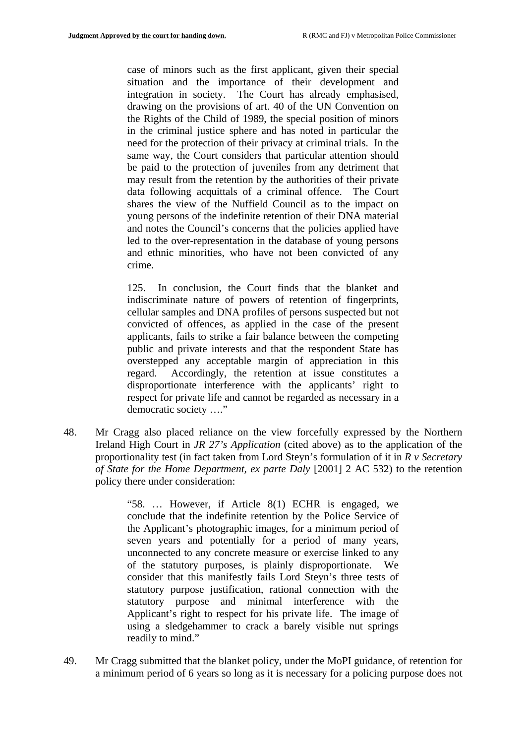> case of minors such as the first applicant, given their special situation and the importance of their development and integration in society. The Court has already emphasised, drawing on the provisions of art. 40 of the UN Convention on the Rights of the Child of 1989, the special position of minors in the criminal justice sphere and has noted in particular the need for the protection of their privacy at criminal trials. In the same way, the Court considers that particular attention should be paid to the protection of juveniles from any detriment that may result from the retention by the authorities of their private data following acquittals of a criminal offence. The Court shares the view of the Nuffield Council as to the impact on young persons of the indefinite retention of their DNA material and notes the Council's concerns that the policies applied have led to the over-representation in the database of young persons and ethnic minorities, who have not been convicted of any crime.
>
> 125. In conclusion, the Court finds that the blanket and indiscriminate nature of powers of retention of fingerprints, cellular samples and DNA profiles of persons suspected but not convicted of offences, as applied in the case of the present applicants, fails to strike a fair balance between the competing public and private interests and that the respondent State has overstepped any acceptable margin of appreciation in this regard. Accordingly, the retention at issue constitutes a disproportionate interference with the applicants' right to respect for private life and cannot be regarded as necessary in a democratic society …."

48. Mr Cragg also placed reliance on the view forcefully expressed by the Northern Ireland High Court in *JR 27's Application* (cited above) as to the application of the proportionality test (in fact taken from Lord Steyn's formulation of it in *R v Secretary of State for the Home Department, ex parte Daly* [2001] 2 AC 532) to the retention policy there under consideration:

> "58. … However, if Article 8(1) ECHR is engaged, we conclude that the indefinite retention by the Police Service of the Applicant's photographic images, for a minimum period of seven years and potentially for a period of many years, unconnected to any concrete measure or exercise linked to any of the statutory purposes, is plainly disproportionate. We consider that this manifestly fails Lord Steyn's three tests of statutory purpose justification, rational connection with the statutory purpose and minimal interference with the Applicant's right to respect for his private life. The image of using a sledgehammer to crack a barely visible nut springs readily to mind."

49. Mr Cragg submitted that the blanket policy, under the MoPI guidance, of retention for a minimum period of 6 years so long as it is necessary for a policing purpose does not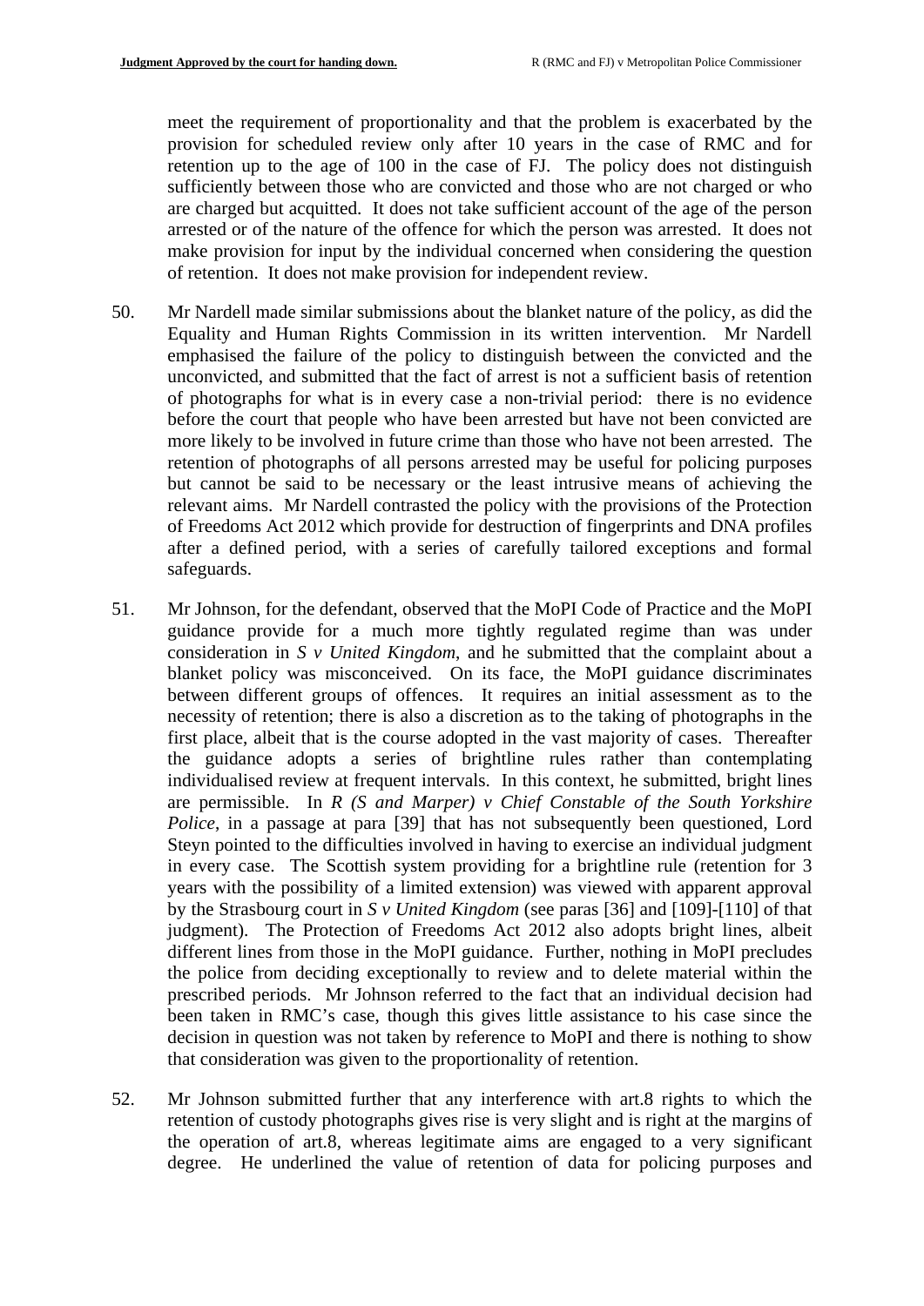meet the requirement of proportionality and that the problem is exacerbated by the provision for scheduled review only after 10 years in the case of RMC and for retention up to the age of 100 in the case of FJ. The policy does not distinguish sufficiently between those who are convicted and those who are not charged or who are charged but acquitted. It does not take sufficient account of the age of the person arrested or of the nature of the offence for which the person was arrested. It does not make provision for input by the individual concerned when considering the question of retention. It does not make provision for independent review.

50. Mr Nardell made similar submissions about the blanket nature of the policy, as did the Equality and Human Rights Commission in its written intervention. Mr Nardell emphasised the failure of the policy to distinguish between the convicted and the unconvicted, and submitted that the fact of arrest is not a sufficient basis of retention of photographs for what is in every case a non-trivial period: there is no evidence before the court that people who have been arrested but have not been convicted are more likely to be involved in future crime than those who have not been arrested. The retention of photographs of all persons arrested may be useful for policing purposes but cannot be said to be necessary or the least intrusive means of achieving the relevant aims. Mr Nardell contrasted the policy with the provisions of the Protection of Freedoms Act 2012 which provide for destruction of fingerprints and DNA profiles after a defined period, with a series of carefully tailored exceptions and formal safeguards.

51. Mr Johnson, for the defendant, observed that the MoPI Code of Practice and the MoPI guidance provide for a much more tightly regulated regime than was under consideration in *S v United Kingdom*, and he submitted that the complaint about a blanket policy was misconceived. On its face, the MoPI guidance discriminates between different groups of offences. It requires an initial assessment as to the necessity of retention; there is also a discretion as to the taking of photographs in the first place, albeit that is the course adopted in the vast majority of cases. Thereafter the guidance adopts a series of brightline rules rather than contemplating individualised review at frequent intervals. In this context, he submitted, bright lines are permissible. In *R (S and Marper) v Chief Constable of the South Yorkshire Police*, in a passage at para [39] that has not subsequently been questioned, Lord Steyn pointed to the difficulties involved in having to exercise an individual judgment in every case. The Scottish system providing for a brightline rule (retention for 3 years with the possibility of a limited extension) was viewed with apparent approval by the Strasbourg court in *S v United Kingdom* (see paras [36] and [109]-[110] of that judgment). The Protection of Freedoms Act 2012 also adopts bright lines, albeit different lines from those in the MoPI guidance. Further, nothing in MoPI precludes the police from deciding exceptionally to review and to delete material within the prescribed periods. Mr Johnson referred to the fact that an individual decision had been taken in RMC's case, though this gives little assistance to his case since the decision in question was not taken by reference to MoPI and there is nothing to show that consideration was given to the proportionality of retention.

52. Mr Johnson submitted further that any interference with art.8 rights to which the retention of custody photographs gives rise is very slight and is right at the margins of the operation of art.8, whereas legitimate aims are engaged to a very significant degree. He underlined the value of retention of data for policing purposes and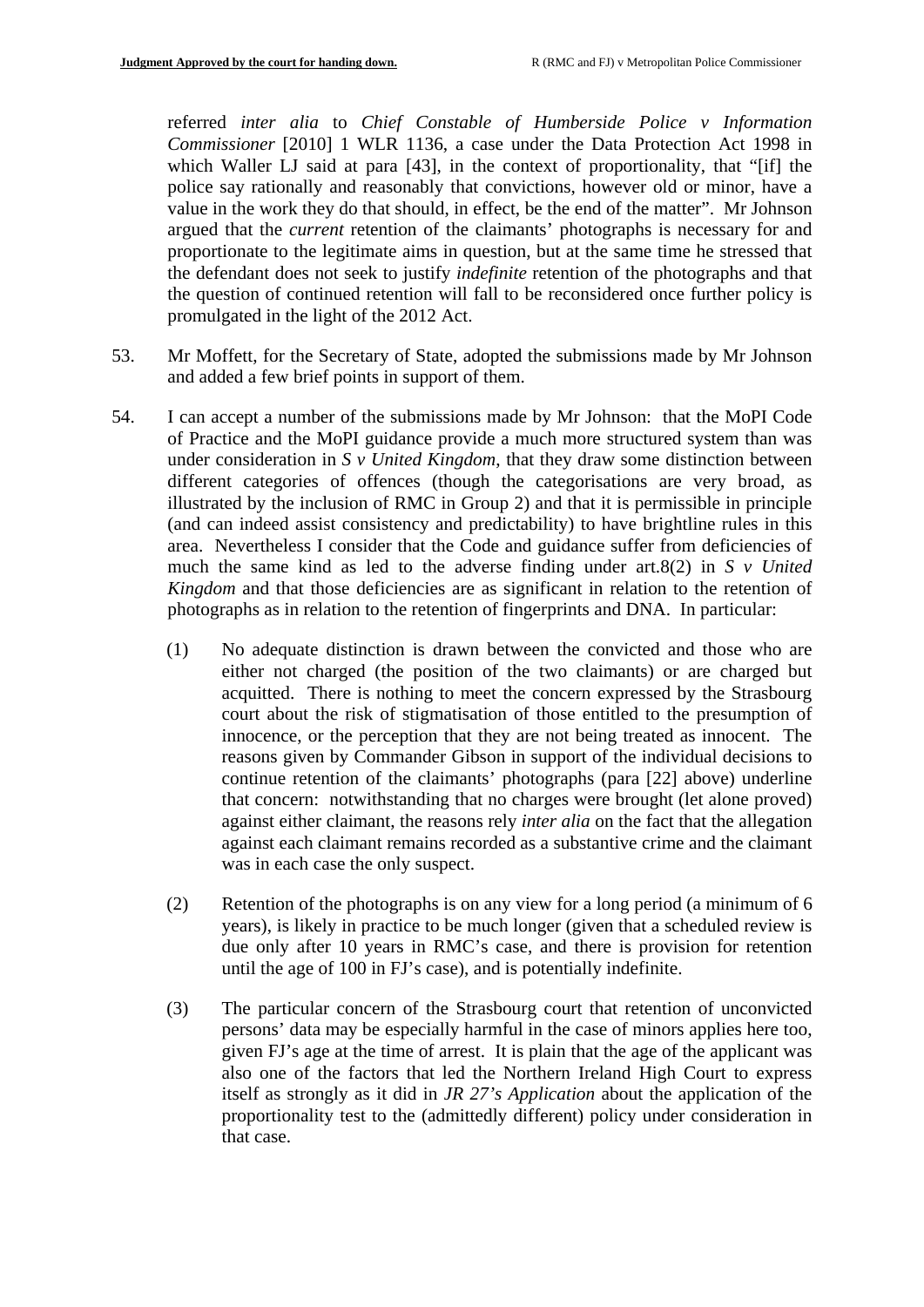referred *inter alia* to *Chief Constable of Humberside Police v Information Commissioner* [2010] 1 WLR 1136, a case under the Data Protection Act 1998 in which Waller LJ said at para [43], in the context of proportionality, that "[if] the police say rationally and reasonably that convictions, however old or minor, have a value in the work they do that should, in effect, be the end of the matter". Mr Johnson argued that the *current* retention of the claimants' photographs is necessary for and proportionate to the legitimate aims in question, but at the same time he stressed that the defendant does not seek to justify *indefinite* retention of the photographs and that the question of continued retention will fall to be reconsidered once further policy is promulgated in the light of the 2012 Act.

53. Mr Moffett, for the Secretary of State, adopted the submissions made by Mr Johnson and added a few brief points in support of them.

54. I can accept a number of the submissions made by Mr Johnson: that the MoPI Code of Practice and the MoPI guidance provide a much more structured system than was under consideration in *S v United Kingdom*, that they draw some distinction between different categories of offences (though the categorisations are very broad, as illustrated by the inclusion of RMC in Group 2) and that it is permissible in principle (and can indeed assist consistency and predictability) to have brightline rules in this area. Nevertheless I consider that the Code and guidance suffer from deficiencies of much the same kind as led to the adverse finding under art.8(2) in *S v United Kingdom* and that those deficiencies are as significant in relation to the retention of photographs as in relation to the retention of fingerprints and DNA. In particular:

   (1) No adequate distinction is drawn between the convicted and those who are either not charged (the position of the two claimants) or are charged but acquitted. There is nothing to meet the concern expressed by the Strasbourg court about the risk of stigmatisation of those entitled to the presumption of innocence, or the perception that they are not being treated as innocent. The reasons given by Commander Gibson in support of the individual decisions to continue retention of the claimants' photographs (para [22] above) underline that concern: notwithstanding that no charges were brought (let alone proved) against either claimant, the reasons rely *inter alia* on the fact that the allegation against each claimant remains recorded as a substantive crime and the claimant was in each case the only suspect.

   (2) Retention of the photographs is on any view for a long period (a minimum of 6 years), is likely in practice to be much longer (given that a scheduled review is due only after 10 years in RMC's case, and there is provision for retention until the age of 100 in FJ's case), and is potentially indefinite.

   (3) The particular concern of the Strasbourg court that retention of unconvicted persons' data may be especially harmful in the case of minors applies here too, given FJ's age at the time of arrest. It is plain that the age of the applicant was also one of the factors that led the Northern Ireland High Court to express itself as strongly as it did in *JR 27's Application* about the application of the proportionality test to the (admittedly different) policy under consideration in that case.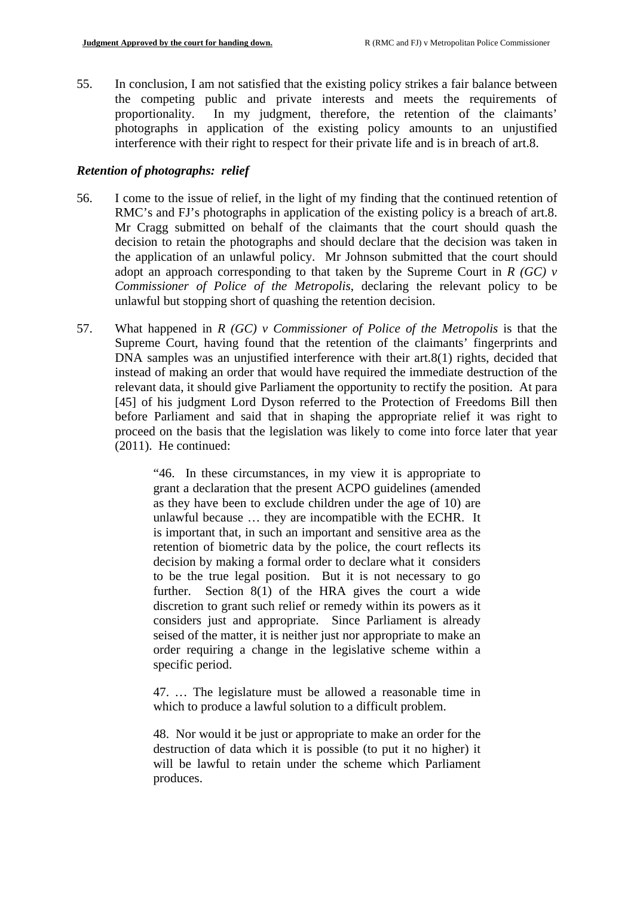55. In conclusion, I am not satisfied that the existing policy strikes a fair balance between the competing public and private interests and meets the requirements of proportionality. In my judgment, therefore, the retention of the claimants' photographs in application of the existing policy amounts to an unjustified interference with their right to respect for their private life and is in breach of art.8.

### *Retention of photographs: relief*

56. I come to the issue of relief, in the light of my finding that the continued retention of RMC's and FJ's photographs in application of the existing policy is a breach of art.8. Mr Cragg submitted on behalf of the claimants that the court should quash the decision to retain the photographs and should declare that the decision was taken in the application of an unlawful policy. Mr Johnson submitted that the court should adopt an approach corresponding to that taken by the Supreme Court in *R (GC) v Commissioner of Police of the Metropolis*, declaring the relevant policy to be unlawful but stopping short of quashing the retention decision.

57. What happened in *R (GC) v Commissioner of Police of the Metropolis* is that the Supreme Court, having found that the retention of the claimants' fingerprints and DNA samples was an unjustified interference with their art.8(1) rights, decided that instead of making an order that would have required the immediate destruction of the relevant data, it should give Parliament the opportunity to rectify the position. At para [45] of his judgment Lord Dyson referred to the Protection of Freedoms Bill then before Parliament and said that in shaping the appropriate relief it was right to proceed on the basis that the legislation was likely to come into force later that year (2011). He continued:

> "46. In these circumstances, in my view it is appropriate to grant a declaration that the present ACPO guidelines (amended as they have been to exclude children under the age of 10) are unlawful because … they are incompatible with the ECHR. It is important that, in such an important and sensitive area as the retention of biometric data by the police, the court reflects its decision by making a formal order to declare what it considers to be the true legal position. But it is not necessary to go further. Section 8(1) of the HRA gives the court a wide discretion to grant such relief or remedy within its powers as it considers just and appropriate. Since Parliament is already seised of the matter, it is neither just nor appropriate to make an order requiring a change in the legislative scheme within a specific period.
>
> 47. … The legislature must be allowed a reasonable time in which to produce a lawful solution to a difficult problem.
>
> 48. Nor would it be just or appropriate to make an order for the destruction of data which it is possible (to put it no higher) it will be lawful to retain under the scheme which Parliament produces.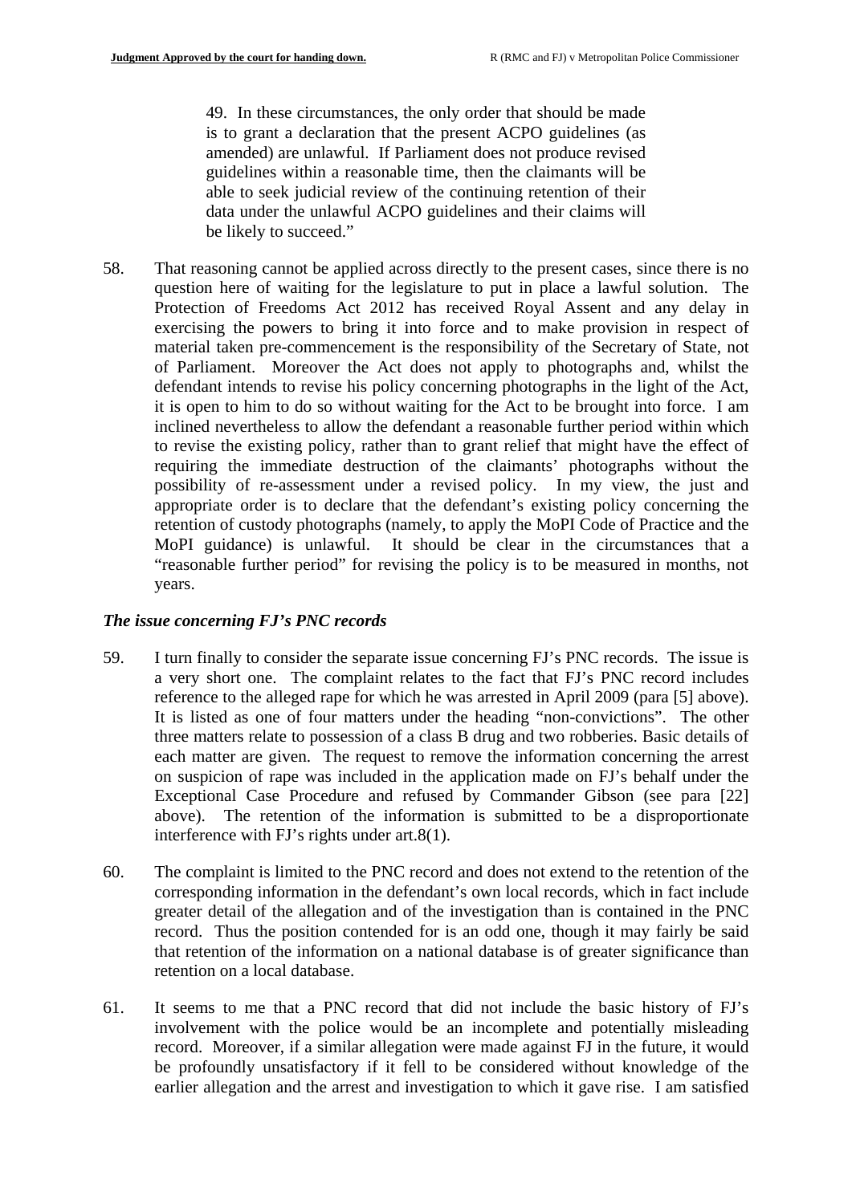> 49. In these circumstances, the only order that should be made is to grant a declaration that the present ACPO guidelines (as amended) are unlawful. If Parliament does not produce revised guidelines within a reasonable time, then the claimants will be able to seek judicial review of the continuing retention of their data under the unlawful ACPO guidelines and their claims will be likely to succeed."

58. That reasoning cannot be applied across directly to the present cases, since there is no question here of waiting for the legislature to put in place a lawful solution. The Protection of Freedoms Act 2012 has received Royal Assent and any delay in exercising the powers to bring it into force and to make provision in respect of material taken pre-commencement is the responsibility of the Secretary of State, not of Parliament. Moreover the Act does not apply to photographs and, whilst the defendant intends to revise his policy concerning photographs in the light of the Act, it is open to him to do so without waiting for the Act to be brought into force. I am inclined nevertheless to allow the defendant a reasonable further period within which to revise the existing policy, rather than to grant relief that might have the effect of requiring the immediate destruction of the claimants' photographs without the possibility of re-assessment under a revised policy. In my view, the just and appropriate order is to declare that the defendant's existing policy concerning the retention of custody photographs (namely, to apply the MoPI Code of Practice and the MoPI guidance) is unlawful. It should be clear in the circumstances that a "reasonable further period" for revising the policy is to be measured in months, not years.

### *The issue concerning FJ's PNC records*

59. I turn finally to consider the separate issue concerning FJ's PNC records. The issue is a very short one. The complaint relates to the fact that FJ's PNC record includes reference to the alleged rape for which he was arrested in April 2009 (para [5] above). It is listed as one of four matters under the heading "non-convictions". The other three matters relate to possession of a class B drug and two robberies. Basic details of each matter are given. The request to remove the information concerning the arrest on suspicion of rape was included in the application made on FJ's behalf under the Exceptional Case Procedure and refused by Commander Gibson (see para [22] above). The retention of the information is submitted to be a disproportionate interference with FJ's rights under art.8(1).

60. The complaint is limited to the PNC record and does not extend to the retention of the corresponding information in the defendant's own local records, which in fact include greater detail of the allegation and of the investigation than is contained in the PNC record. Thus the position contended for is an odd one, though it may fairly be said that retention of the information on a national database is of greater significance than retention on a local database.

61. It seems to me that a PNC record that did not include the basic history of FJ's involvement with the police would be an incomplete and potentially misleading record. Moreover, if a similar allegation were made against FJ in the future, it would be profoundly unsatisfactory if it fell to be considered without knowledge of the earlier allegation and the arrest and investigation to which it gave rise. I am satisfied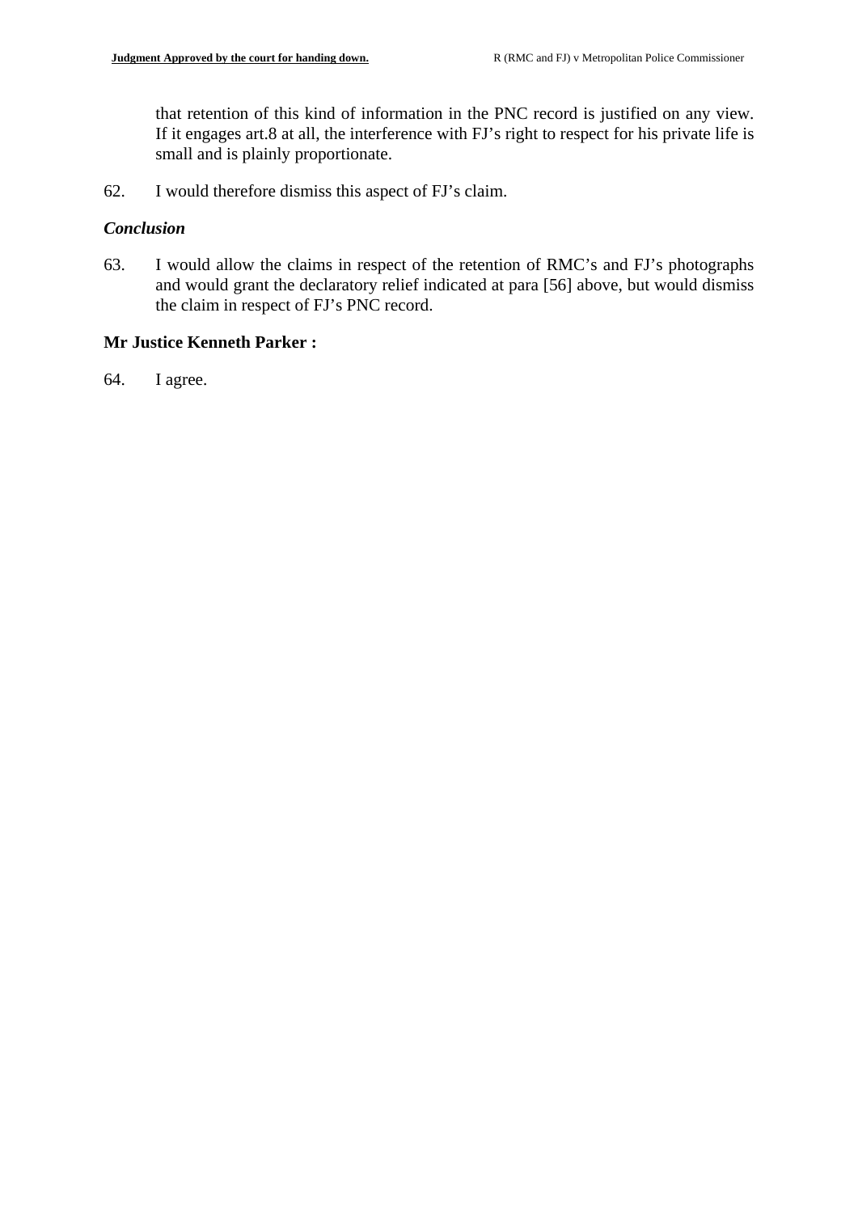that retention of this kind of information in the PNC record is justified on any view. If it engages art.8 at all, the interference with FJ's right to respect for his private life is small and is plainly proportionate.

62. I would therefore dismiss this aspect of FJ's claim.

### *Conclusion*

63. I would allow the claims in respect of the retention of RMC's and FJ's photographs and would grant the declaratory relief indicated at para [56] above, but would dismiss the claim in respect of FJ's PNC record.

### Mr Justice Kenneth Parker :

64. I agree.